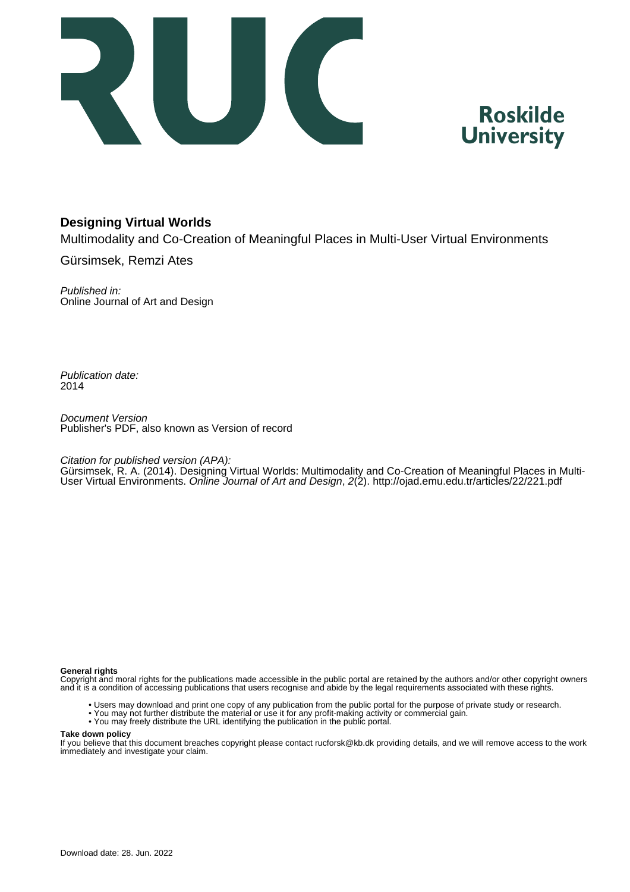# Designing Virtual Worlds

Multimodality and Co-Creation of Meaningful Places in Multi-User Virtual Environments

Gürsimsek, Remzi Ates

*Published in:*
Online Journal of Art and Design

*Publication date:*
2014

*Document Version*
Publisher's PDF, also known as Version of record

*Citation for published version (APA):*
Gürsimsek, R. A. (2014). Designing Virtual Worlds: Multimodality and Co-Creation of Meaningful Places in Multi-User Virtual Environments. *Online Journal of Art and Design*, *2*(2). http://ojad.emu.edu.tr/articles/22/221.pdf

**General rights**
Copyright and moral rights for the publications made accessible in the public portal are retained by the authors and/or other copyright owners and it is a condition of accessing publications that users recognise and abide by the legal requirements associated with these rights.

- Users may download and print one copy of any publication from the public portal for the purpose of private study or research.
- You may not further distribute the material or use it for any profit-making activity or commercial gain.
- You may freely distribute the URL identifying the publication in the public portal.

**Take down policy**
If you believe that this document breaches copyright please contact rucforsk@kb.dk providing details, and we will remove access to the work immediately and investigate your claim.

Download date: 28. Jun. 2022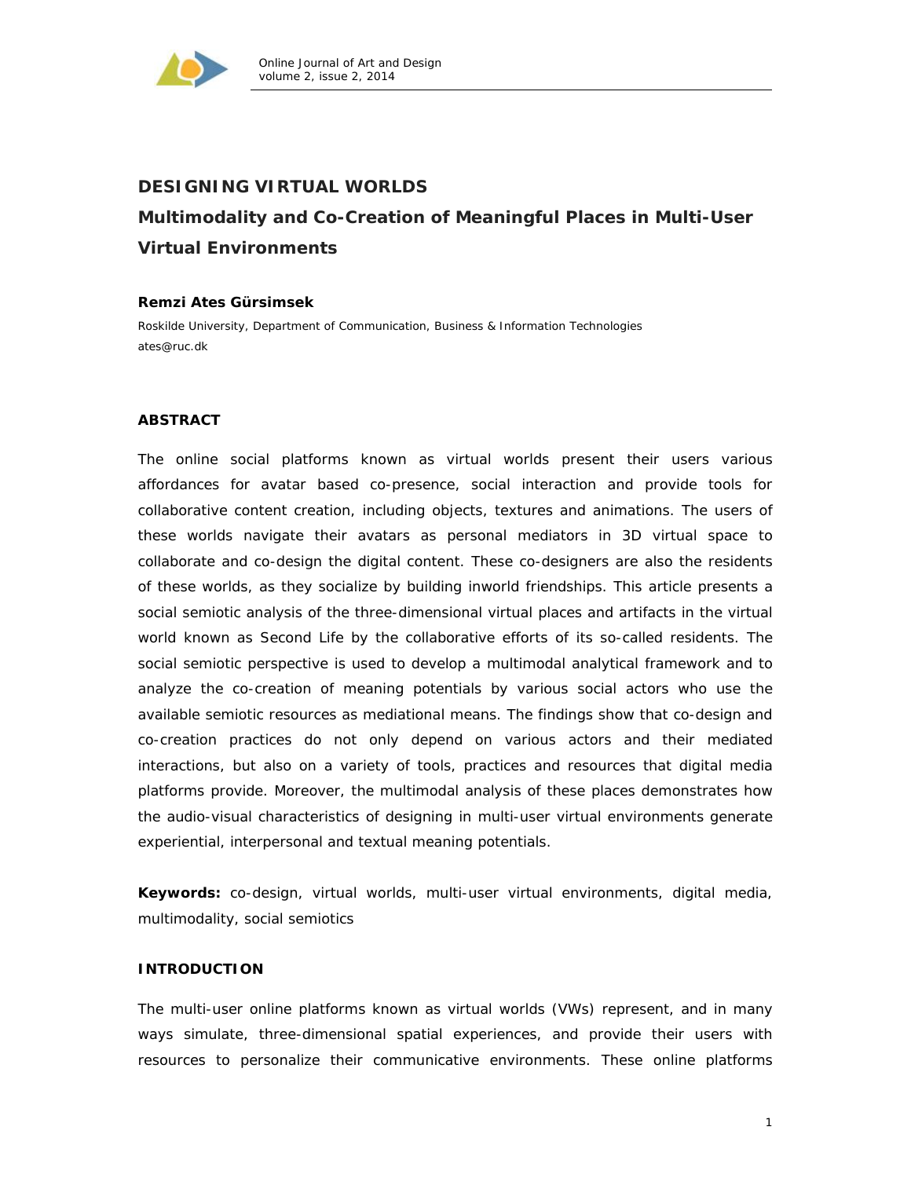# DESIGNING VIRTUAL WORLDS

## Multimodality and Co-Creation of Meaningful Places in Multi-User Virtual Environments

**Remzi Ates Gürsimsek**

Roskilde University, Department of Communication, Business & Information Technologies

ates@ruc.dk

### ABSTRACT

The online social platforms known as virtual worlds present their users various affordances for avatar based co-presence, social interaction and provide tools for collaborative content creation, including objects, textures and animations. The users of these worlds navigate their avatars as personal mediators in 3D virtual space to collaborate and co-design the digital content. These co-designers are also the residents of these worlds, as they socialize by building inworld friendships. This article presents a social semiotic analysis of the three-dimensional virtual places and artifacts in the virtual world known as Second Life by the collaborative efforts of its so-called residents. The social semiotic perspective is used to develop a multimodal analytical framework and to analyze the co-creation of meaning potentials by various social actors who use the available semiotic resources as mediational means. The findings show that co-design and co-creation practices do not only depend on various actors and their mediated interactions, but also on a variety of tools, practices and resources that digital media platforms provide. Moreover, the multimodal analysis of these places demonstrates how the audio-visual characteristics of designing in multi-user virtual environments generate experiential, interpersonal and textual meaning potentials.

**Keywords:** co-design, virtual worlds, multi-user virtual environments, digital media, multimodality, social semiotics

### INTRODUCTION

The multi-user online platforms known as virtual worlds (VWs) represent, and in many ways simulate, three-dimensional spatial experiences, and provide their users with resources to personalize their communicative environments. These online platforms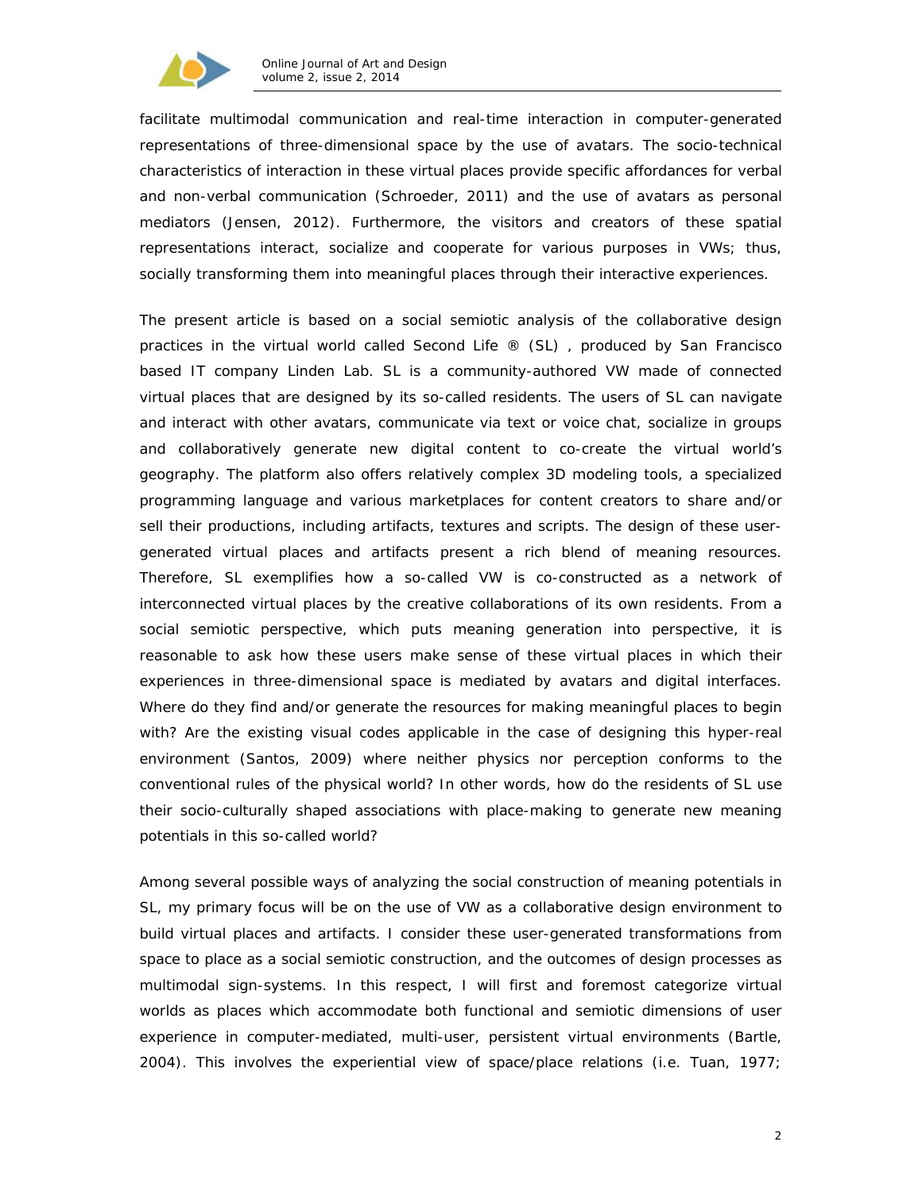facilitate multimodal communication and real-time interaction in computer-generated representations of three-dimensional space by the use of avatars. The socio-technical characteristics of interaction in these virtual places provide specific affordances for verbal and non-verbal communication (Schroeder, 2011) and the use of avatars as personal mediators (Jensen, 2012). Furthermore, the visitors and creators of these spatial representations interact, socialize and cooperate for various purposes in VWs; thus, socially transforming them into meaningful places through their interactive experiences.

The present article is based on a social semiotic analysis of the collaborative design practices in the virtual world called Second Life ® (SL) , produced by San Francisco based IT company Linden Lab. SL is a community-authored VW made of connected virtual places that are designed by its so-called residents. The users of SL can navigate and interact with other avatars, communicate via text or voice chat, socialize in groups and collaboratively generate new digital content to co-create the virtual world's geography. The platform also offers relatively complex 3D modeling tools, a specialized programming language and various marketplaces for content creators to share and/or sell their productions, including artifacts, textures and scripts. The design of these user-generated virtual places and artifacts present a rich blend of meaning resources. Therefore, SL exemplifies how a so-called VW is co-constructed as a network of interconnected virtual places by the creative collaborations of its own residents. From a social semiotic perspective, which puts meaning generation into perspective, it is reasonable to ask how these users make sense of these virtual places in which their experiences in three-dimensional space is mediated by avatars and digital interfaces. Where do they find and/or generate the resources for making meaningful places to begin with? Are the existing visual codes applicable in the case of designing this hyper-real environment (Santos, 2009) where neither physics nor perception conforms to the conventional rules of the physical world? In other words, how do the residents of SL use their socio-culturally shaped associations with place-making to generate new meaning potentials in this so-called world?

Among several possible ways of analyzing the social construction of meaning potentials in SL, my primary focus will be on the use of VW as a collaborative design environment to build virtual places and artifacts. I consider these user-generated transformations from space to place as a social semiotic construction, and the outcomes of design processes as multimodal sign-systems. In this respect, I will first and foremost categorize virtual worlds as places which accommodate both functional and semiotic dimensions of user experience in computer-mediated, multi-user, persistent virtual environments (Bartle, 2004). This involves the experiential view of space/place relations (i.e. Tuan, 1977;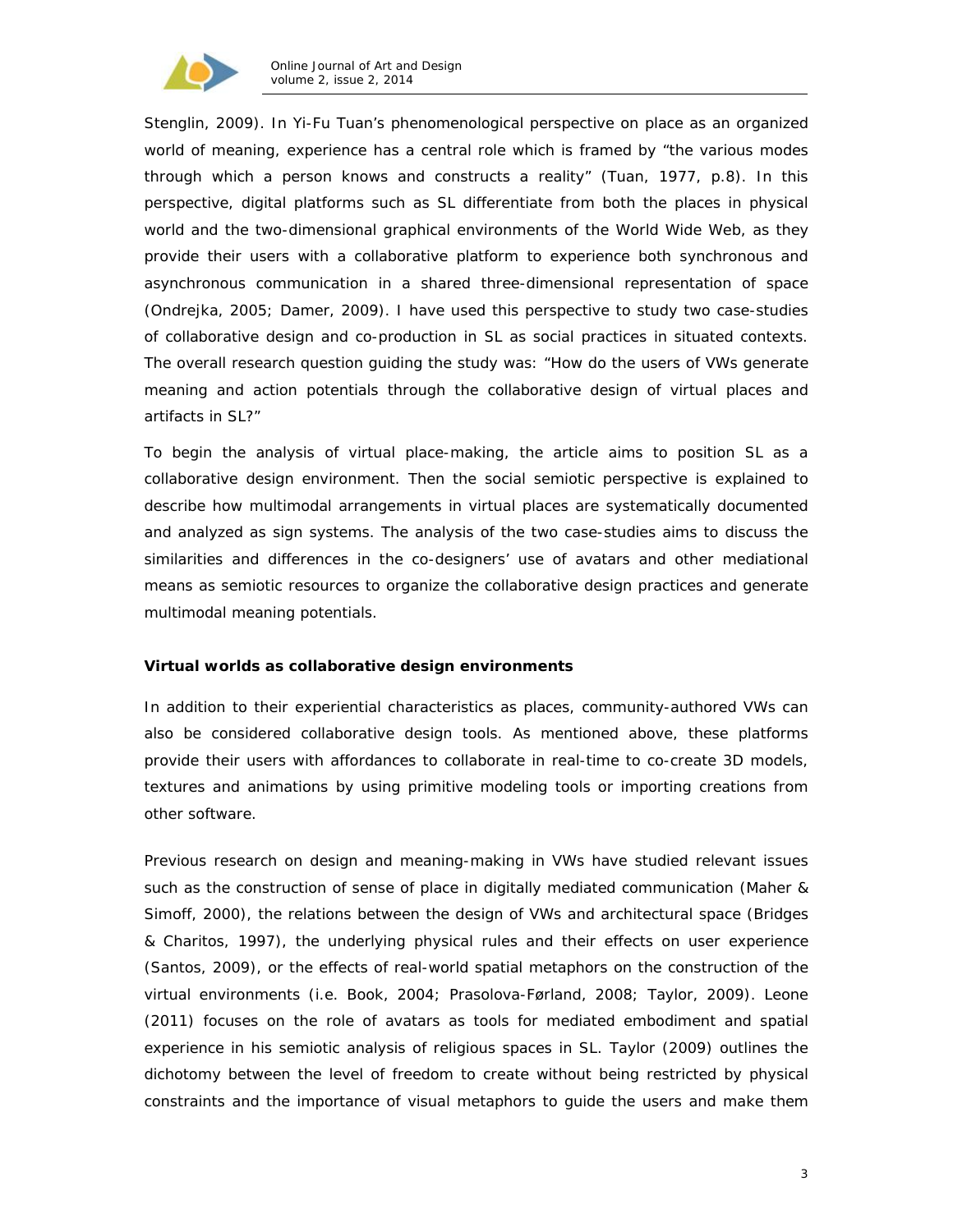Stenglin, 2009). In Yi-Fu Tuan's phenomenological perspective on place as an organized world of meaning, experience has a central role which is framed by "the various modes through which a person knows and constructs a reality" (Tuan, 1977, p.8). In this perspective, digital platforms such as SL differentiate from both the places in physical world and the two-dimensional graphical environments of the World Wide Web, as they provide their users with a collaborative platform to experience both synchronous and asynchronous communication in a shared three-dimensional representation of space (Ondrejka, 2005; Damer, 2009). I have used this perspective to study two case-studies of collaborative design and co-production in SL as social practices in situated contexts. The overall research question guiding the study was: "How do the users of VWs generate meaning and action potentials through the collaborative design of virtual places and artifacts in SL?"

To begin the analysis of virtual place-making, the article aims to position SL as a collaborative design environment. Then the social semiotic perspective is explained to describe how multimodal arrangements in virtual places are systematically documented and analyzed as sign systems. The analysis of the two case-studies aims to discuss the similarities and differences in the co-designers' use of avatars and other mediational means as semiotic resources to organize the collaborative design practices and generate multimodal meaning potentials.

## Virtual worlds as collaborative design environments

In addition to their experiential characteristics as places, community-authored VWs can also be considered collaborative design tools. As mentioned above, these platforms provide their users with affordances to collaborate in real-time to co-create 3D models, textures and animations by using primitive modeling tools or importing creations from other software.

Previous research on design and meaning-making in VWs have studied relevant issues such as the construction of sense of place in digitally mediated communication (Maher & Simoff, 2000), the relations between the design of VWs and architectural space (Bridges & Charitos, 1997), the underlying physical rules and their effects on user experience (Santos, 2009), or the effects of real-world spatial metaphors on the construction of the virtual environments (i.e. Book, 2004; Prasolova-Førland, 2008; Taylor, 2009). Leone (2011) focuses on the role of avatars as tools for mediated embodiment and spatial experience in his semiotic analysis of religious spaces in SL. Taylor (2009) outlines the dichotomy between the level of freedom to create without being restricted by physical constraints and the importance of visual metaphors to guide the users and make them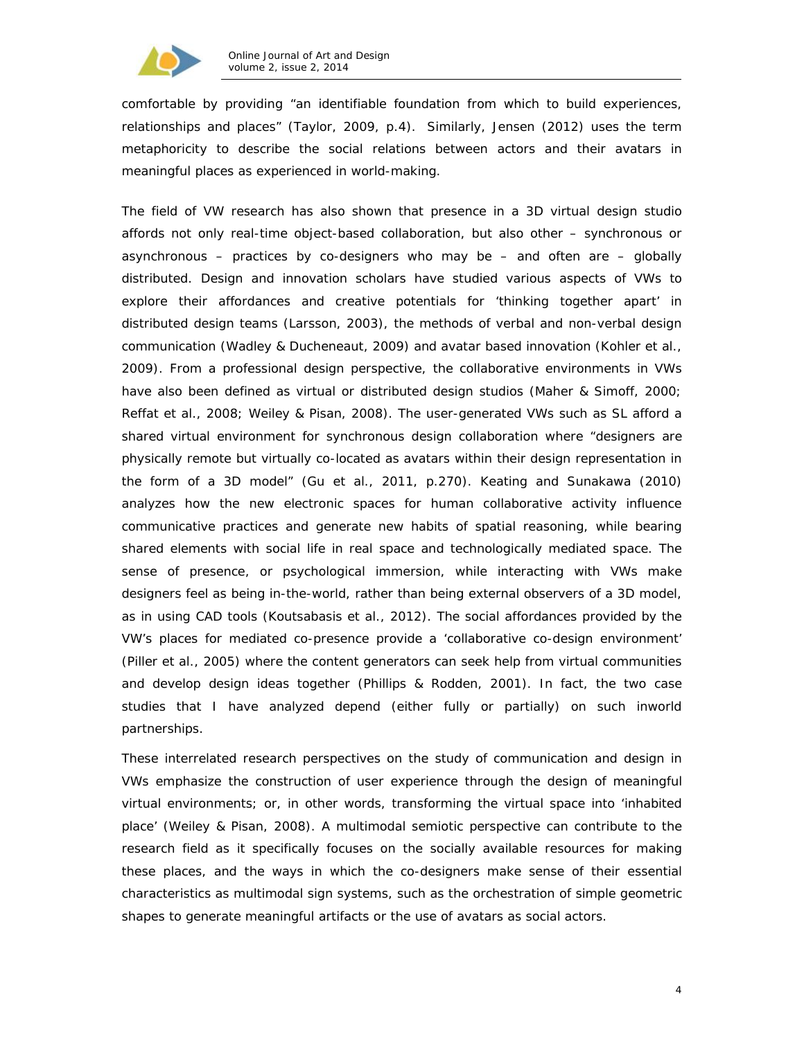comfortable by providing "an identifiable foundation from which to build experiences, relationships and places" (Taylor, 2009, p.4). Similarly, Jensen (2012) uses the term metaphoricity to describe the social relations between actors and their avatars in meaningful places as experienced in world-making.

The field of VW research has also shown that presence in a 3D virtual design studio affords not only real-time object-based collaboration, but also other – synchronous or asynchronous – practices by co-designers who may be – and often are – globally distributed. Design and innovation scholars have studied various aspects of VWs to explore their affordances and creative potentials for 'thinking together apart' in distributed design teams (Larsson, 2003), the methods of verbal and non-verbal design communication (Wadley & Ducheneaut, 2009) and avatar based innovation (Kohler et al., 2009). From a professional design perspective, the collaborative environments in VWs have also been defined as virtual or distributed design studios (Maher & Simoff, 2000; Reffat et al., 2008; Weiley & Pisan, 2008). The user-generated VWs such as SL afford a shared virtual environment for synchronous design collaboration where "designers are physically remote but virtually co-located as avatars within their design representation in the form of a 3D model" (Gu et al., 2011, p.270). Keating and Sunakawa (2010) analyzes how the new electronic spaces for human collaborative activity influence communicative practices and generate new habits of spatial reasoning, while bearing shared elements with social life in real space and technologically mediated space. The sense of presence, or psychological immersion, while interacting with VWs make designers feel as being in-the-world, rather than being external observers of a 3D model, as in using CAD tools (Koutsabasis et al., 2012). The social affordances provided by the VW's places for mediated co-presence provide a 'collaborative co-design environment' (Piller et al., 2005) where the content generators can seek help from virtual communities and develop design ideas together (Phillips & Rodden, 2001). In fact, the two case studies that I have analyzed depend (either fully or partially) on such inworld partnerships.

These interrelated research perspectives on the study of communication and design in VWs emphasize the construction of user experience through the design of meaningful virtual environments; or, in other words, transforming the virtual space into 'inhabited place' (Weiley & Pisan, 2008). A multimodal semiotic perspective can contribute to the research field as it specifically focuses on the socially available resources for making these places, and the ways in which the co-designers make sense of their essential characteristics as multimodal sign systems, such as the orchestration of simple geometric shapes to generate meaningful artifacts or the use of avatars as social actors.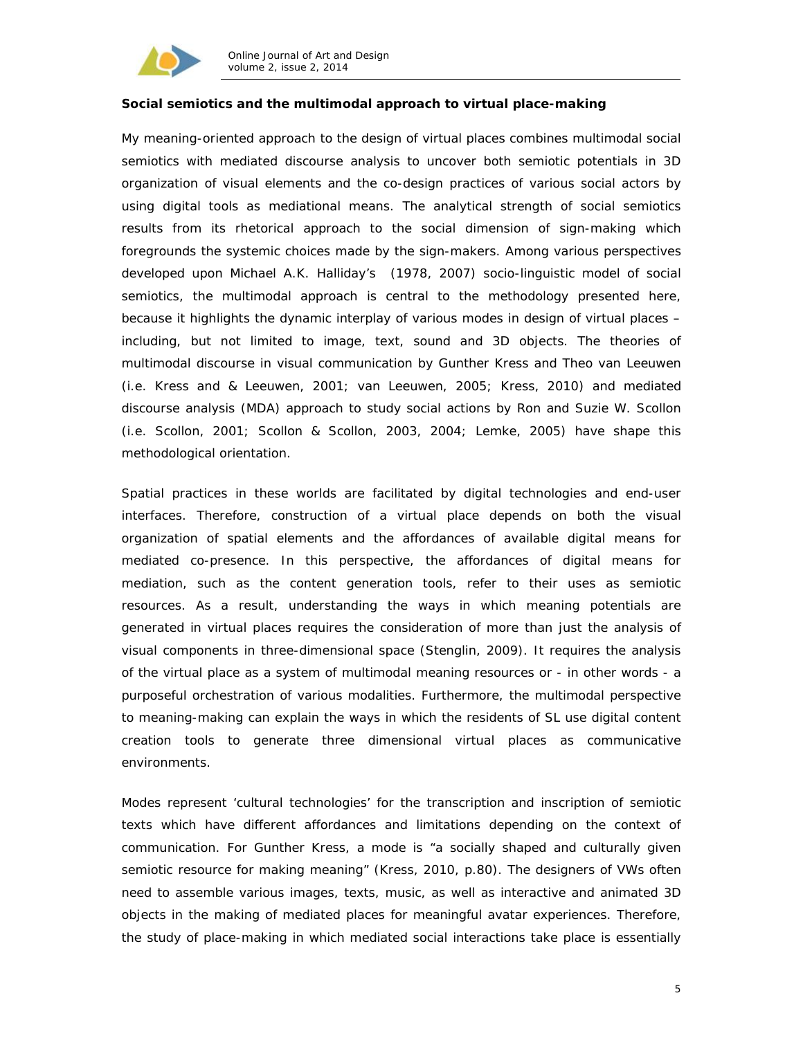**Social semiotics and the multimodal approach to virtual place-making**

My meaning-oriented approach to the design of virtual places combines multimodal social semiotics with mediated discourse analysis to uncover both semiotic potentials in 3D organization of visual elements and the co-design practices of various social actors by using digital tools as mediational means. The analytical strength of social semiotics results from its rhetorical approach to the social dimension of sign-making which foregrounds the systemic choices made by the sign-makers. Among various perspectives developed upon Michael A.K. Halliday's (1978, 2007) socio-linguistic model of social semiotics, the multimodal approach is central to the methodology presented here, because it highlights the dynamic interplay of various modes in design of virtual places – including, but not limited to image, text, sound and 3D objects. The theories of multimodal discourse in visual communication by Gunther Kress and Theo van Leeuwen (i.e. Kress and & Leeuwen, 2001; van Leeuwen, 2005; Kress, 2010) and mediated discourse analysis (MDA) approach to study social actions by Ron and Suzie W. Scollon (i.e. Scollon, 2001; Scollon & Scollon, 2003, 2004; Lemke, 2005) have shape this methodological orientation.

Spatial practices in these worlds are facilitated by digital technologies and end-user interfaces. Therefore, construction of a virtual place depends on both the visual organization of spatial elements and the affordances of available digital means for mediated co-presence. In this perspective, the affordances of digital means for mediation, such as the content generation tools, refer to their uses as semiotic resources. As a result, understanding the ways in which meaning potentials are generated in virtual places requires the consideration of more than just the analysis of visual components in three-dimensional space (Stenglin, 2009). It requires the analysis of the virtual place as a system of multimodal meaning resources or - in other words - a purposeful orchestration of various modalities. Furthermore, the multimodal perspective to meaning-making can explain the ways in which the residents of SL use digital content creation tools to generate three dimensional virtual places as communicative environments.

Modes represent 'cultural technologies' for the transcription and inscription of semiotic texts which have different affordances and limitations depending on the context of communication. For Gunther Kress, a mode is "a socially shaped and culturally given semiotic resource for making meaning" (Kress, 2010, p.80). The designers of VWs often need to assemble various images, texts, music, as well as interactive and animated 3D objects in the making of mediated places for meaningful avatar experiences. Therefore, the study of place-making in which mediated social interactions take place is essentially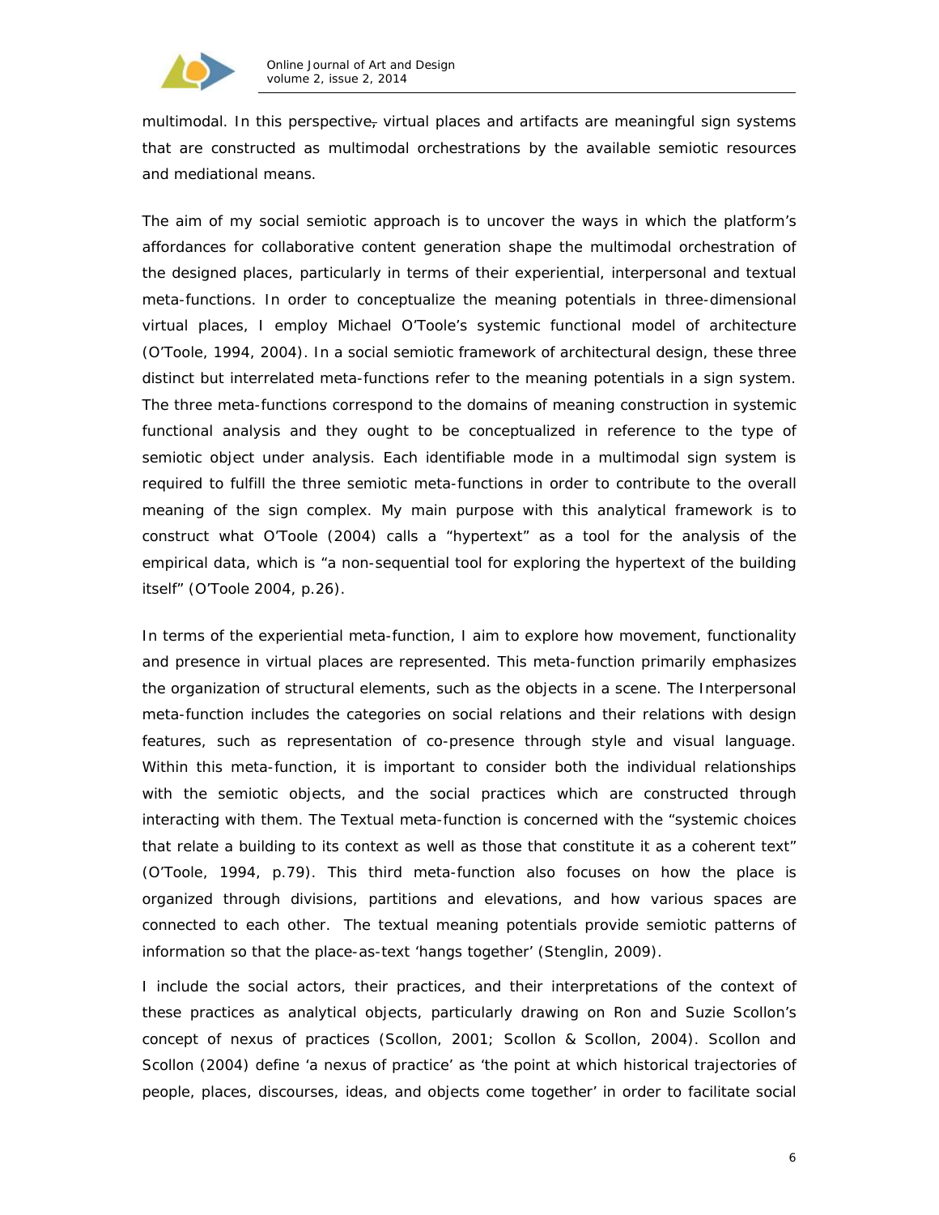multimodal. In this perspective, virtual places and artifacts are meaningful sign systems that are constructed as multimodal orchestrations by the available semiotic resources and mediational means.

The aim of my social semiotic approach is to uncover the ways in which the platform's affordances for collaborative content generation shape the multimodal orchestration of the designed places, particularly in terms of their experiential, interpersonal and textual meta-functions. In order to conceptualize the meaning potentials in three-dimensional virtual places, I employ Michael O'Toole's systemic functional model of architecture (O'Toole, 1994, 2004). In a social semiotic framework of architectural design, these three distinct but interrelated meta-functions refer to the meaning potentials in a sign system. The three meta-functions correspond to the domains of meaning construction in systemic functional analysis and they ought to be conceptualized in reference to the type of semiotic object under analysis. Each identifiable mode in a multimodal sign system is required to fulfill the three semiotic meta-functions in order to contribute to the overall meaning of the sign complex. My main purpose with this analytical framework is to construct what O'Toole (2004) calls a "hypertext" as a tool for the analysis of the empirical data, which is "a non-sequential tool for exploring the hypertext of the building itself" (O'Toole 2004, p.26).

In terms of the experiential meta-function, I aim to explore how movement, functionality and presence in virtual places are represented. This meta-function primarily emphasizes the organization of structural elements, such as the objects in a scene. The Interpersonal meta-function includes the categories on social relations and their relations with design features, such as representation of co-presence through style and visual language. Within this meta-function, it is important to consider both the individual relationships with the semiotic objects, and the social practices which are constructed through interacting with them. The Textual meta-function is concerned with the "systemic choices that relate a building to its context as well as those that constitute it as a coherent text" (O'Toole, 1994, p.79). This third meta-function also focuses on how the place is organized through divisions, partitions and elevations, and how various spaces are connected to each other. The textual meaning potentials provide semiotic patterns of information so that the place-as-text 'hangs together' (Stenglin, 2009).

I include the social actors, their practices, and their interpretations of the context of these practices as analytical objects, particularly drawing on Ron and Suzie Scollon's concept of nexus of practices (Scollon, 2001; Scollon & Scollon, 2004). Scollon and Scollon (2004) define 'a nexus of practice' as 'the point at which historical trajectories of people, places, discourses, ideas, and objects come together' in order to facilitate social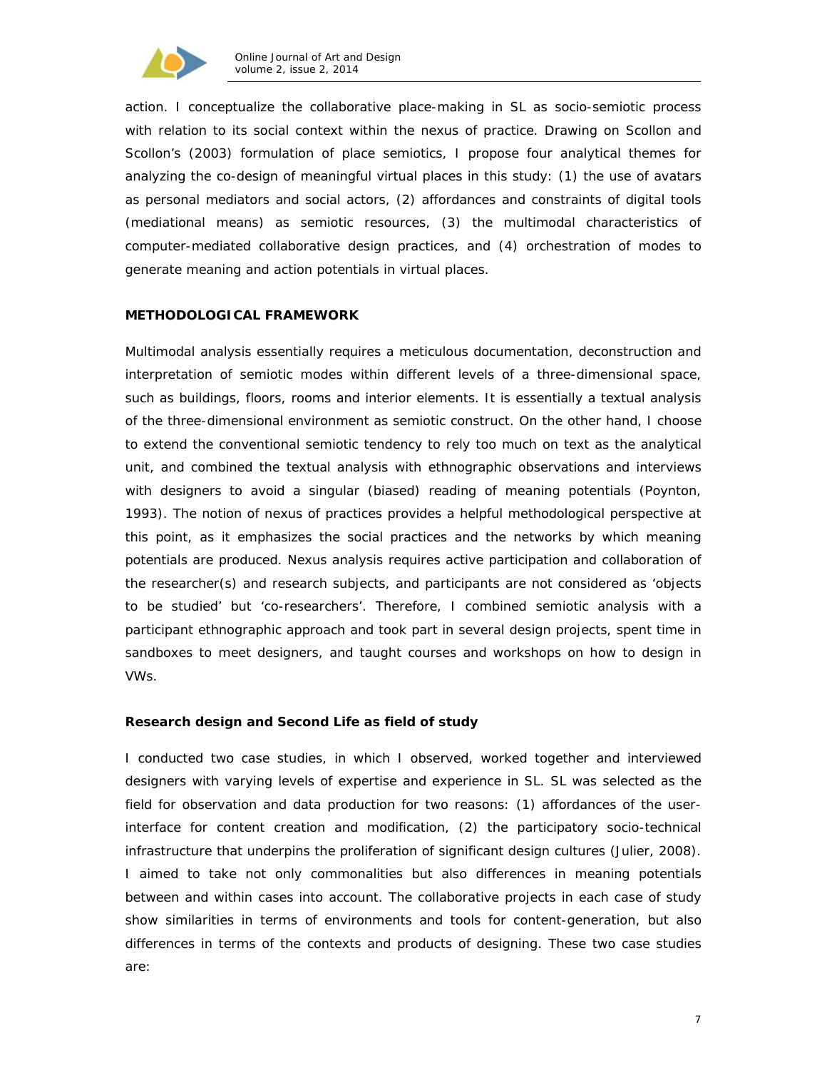action. I conceptualize the collaborative place-making in SL as socio-semiotic process with relation to its social context within the nexus of practice. Drawing on Scollon and Scollon's (2003) formulation of place semiotics, I propose four analytical themes for analyzing the co-design of meaningful virtual places in this study: (1) the use of avatars as personal mediators and social actors, (2) affordances and constraints of digital tools (mediational means) as semiotic resources, (3) the multimodal characteristics of computer-mediated collaborative design practices, and (4) orchestration of modes to generate meaning and action potentials in virtual places.

## METHODOLOGICAL FRAMEWORK

Multimodal analysis essentially requires a meticulous documentation, deconstruction and interpretation of semiotic modes within different levels of a three-dimensional space, such as buildings, floors, rooms and interior elements. It is essentially a textual analysis of the three-dimensional environment as semiotic construct. On the other hand, I choose to extend the conventional semiotic tendency to rely too much on text as the analytical unit, and combined the textual analysis with ethnographic observations and interviews with designers to avoid a singular (biased) reading of meaning potentials (Poynton, 1993). The notion of nexus of practices provides a helpful methodological perspective at this point, as it emphasizes the social practices and the networks by which meaning potentials are produced. Nexus analysis requires active participation and collaboration of the researcher(s) and research subjects, and participants are not considered as 'objects to be studied' but 'co-researchers'. Therefore, I combined semiotic analysis with a participant ethnographic approach and took part in several design projects, spent time in sandboxes to meet designers, and taught courses and workshops on how to design in VWs.

### Research design and Second Life as field of study

I conducted two case studies, in which I observed, worked together and interviewed designers with varying levels of expertise and experience in SL. SL was selected as the field for observation and data production for two reasons: (1) affordances of the user-interface for content creation and modification, (2) the participatory socio-technical infrastructure that underpins the proliferation of significant design cultures (Julier, 2008). I aimed to take not only commonalities but also differences in meaning potentials between and within cases into account. The collaborative projects in each case of study show similarities in terms of environments and tools for content-generation, but also differences in terms of the contexts and products of designing. These two case studies are: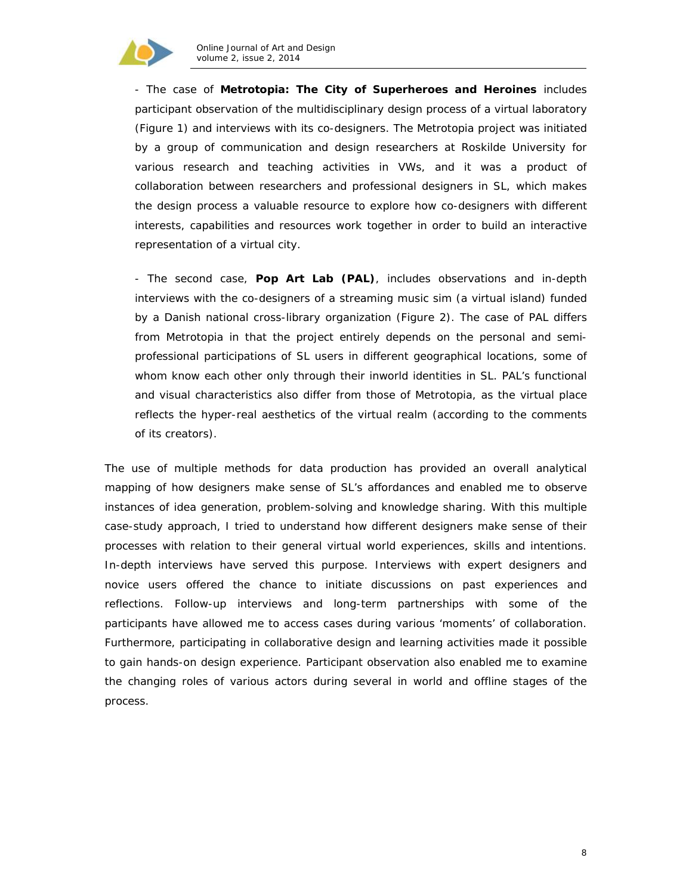- The case of **Metrotopia: The City of Superheroes and Heroines** includes participant observation of the multidisciplinary design process of a virtual laboratory (Figure 1) and interviews with its co-designers. The Metrotopia project was initiated by a group of communication and design researchers at Roskilde University for various research and teaching activities in VWs, and it was a product of collaboration between researchers and professional designers in SL, which makes the design process a valuable resource to explore how co-designers with different interests, capabilities and resources work together in order to build an interactive representation of a virtual city.

- The second case, **Pop Art Lab (PAL)**, includes observations and in-depth interviews with the co-designers of a streaming music sim (a virtual island) funded by a Danish national cross-library organization (Figure 2). The case of PAL differs from Metrotopia in that the project entirely depends on the personal and semi-professional participations of SL users in different geographical locations, some of whom know each other only through their inworld identities in SL. PAL's functional and visual characteristics also differ from those of Metrotopia, as the virtual place reflects the hyper-real aesthetics of the virtual realm (according to the comments of its creators).

The use of multiple methods for data production has provided an overall analytical mapping of how designers make sense of SL's affordances and enabled me to observe instances of idea generation, problem-solving and knowledge sharing. With this multiple case-study approach, I tried to understand how different designers make sense of their processes with relation to their general virtual world experiences, skills and intentions. In-depth interviews have served this purpose. Interviews with expert designers and novice users offered the chance to initiate discussions on past experiences and reflections. Follow-up interviews and long-term partnerships with some of the participants have allowed me to access cases during various 'moments' of collaboration. Furthermore, participating in collaborative design and learning activities made it possible to gain hands-on design experience. Participant observation also enabled me to examine the changing roles of various actors during several in world and offline stages of the process.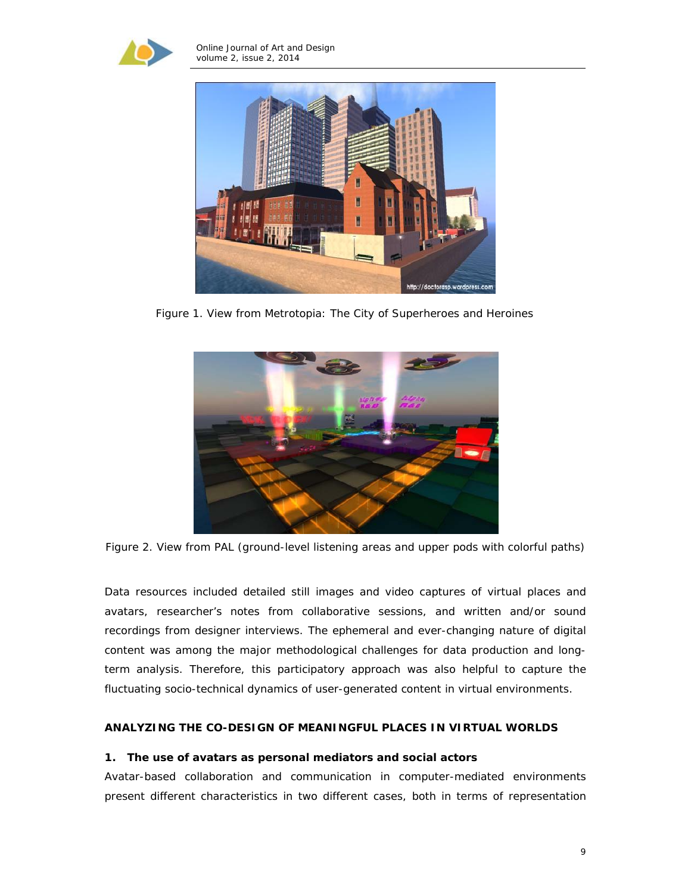Figure 1. View from Metrotopia: The City of Superheroes and Heroines

Figure 2. View from PAL (ground-level listening areas and upper pods with colorful paths)

Data resources included detailed still images and video captures of virtual places and avatars, researcher's notes from collaborative sessions, and written and/or sound recordings from designer interviews. The ephemeral and ever-changing nature of digital content was among the major methodological challenges for data production and long-term analysis. Therefore, this participatory approach was also helpful to capture the fluctuating socio-technical dynamics of user-generated content in virtual environments.

## ANALYZING THE CO-DESIGN OF MEANINGFUL PLACES IN VIRTUAL WORLDS

### 1. The use of avatars as personal mediators and social actors

Avatar-based collaboration and communication in computer-mediated environments present different characteristics in two different cases, both in terms of representation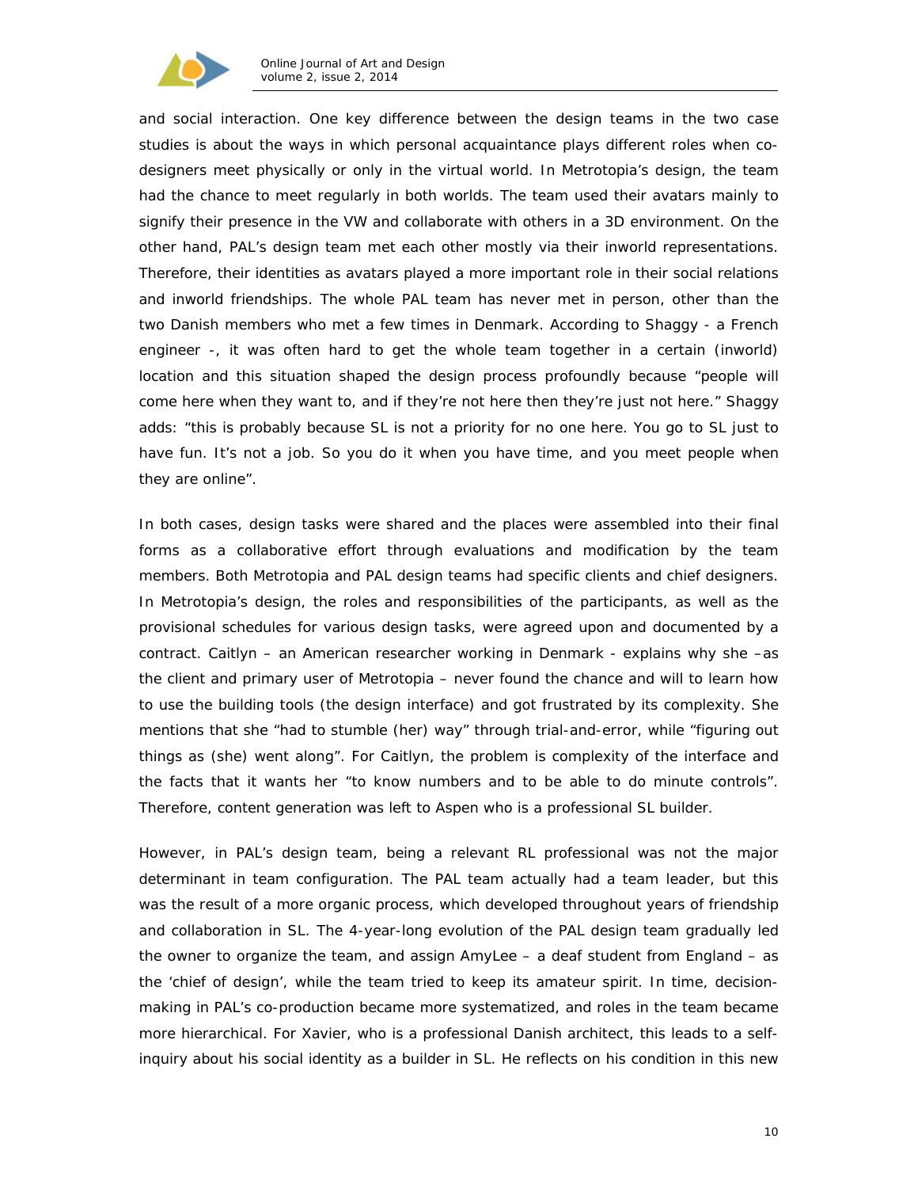and social interaction. One key difference between the design teams in the two case studies is about the ways in which personal acquaintance plays different roles when co-designers meet physically or only in the virtual world. In Metrotopia's design, the team had the chance to meet regularly in both worlds. The team used their avatars mainly to signify their presence in the VW and collaborate with others in a 3D environment. On the other hand, PAL's design team met each other mostly via their inworld representations. Therefore, their identities as avatars played a more important role in their social relations and inworld friendships. The whole PAL team has never met in person, other than the two Danish members who met a few times in Denmark. According to Shaggy - a French engineer -, it was often hard to get the whole team together in a certain (inworld) location and this situation shaped the design process profoundly because "people will come here when they want to, and if they're not here then they're just not here." Shaggy adds: "this is probably because SL is not a priority for no one here. You go to SL just to have fun. It's not a job. So you do it when you have time, and you meet people when they are online".

In both cases, design tasks were shared and the places were assembled into their final forms as a collaborative effort through evaluations and modification by the team members. Both Metrotopia and PAL design teams had specific clients and chief designers. In Metrotopia's design, the roles and responsibilities of the participants, as well as the provisional schedules for various design tasks, were agreed upon and documented by a contract. Caitlyn – an American researcher working in Denmark - explains why she –as the client and primary user of Metrotopia – never found the chance and will to learn how to use the building tools (the design interface) and got frustrated by its complexity. She mentions that she "had to stumble (her) way" through trial-and-error, while "figuring out things as (she) went along". For Caitlyn, the problem is complexity of the interface and the facts that it wants her "to know numbers and to be able to do minute controls". Therefore, content generation was left to Aspen who is a professional SL builder.

However, in PAL's design team, being a relevant RL professional was not the major determinant in team configuration. The PAL team actually had a team leader, but this was the result of a more organic process, which developed throughout years of friendship and collaboration in SL. The 4-year-long evolution of the PAL design team gradually led the owner to organize the team, and assign AmyLee – a deaf student from England – as the 'chief of design', while the team tried to keep its amateur spirit. In time, decision-making in PAL's co-production became more systematized, and roles in the team became more hierarchical. For Xavier, who is a professional Danish architect, this leads to a self-inquiry about his social identity as a builder in SL. He reflects on his condition in this new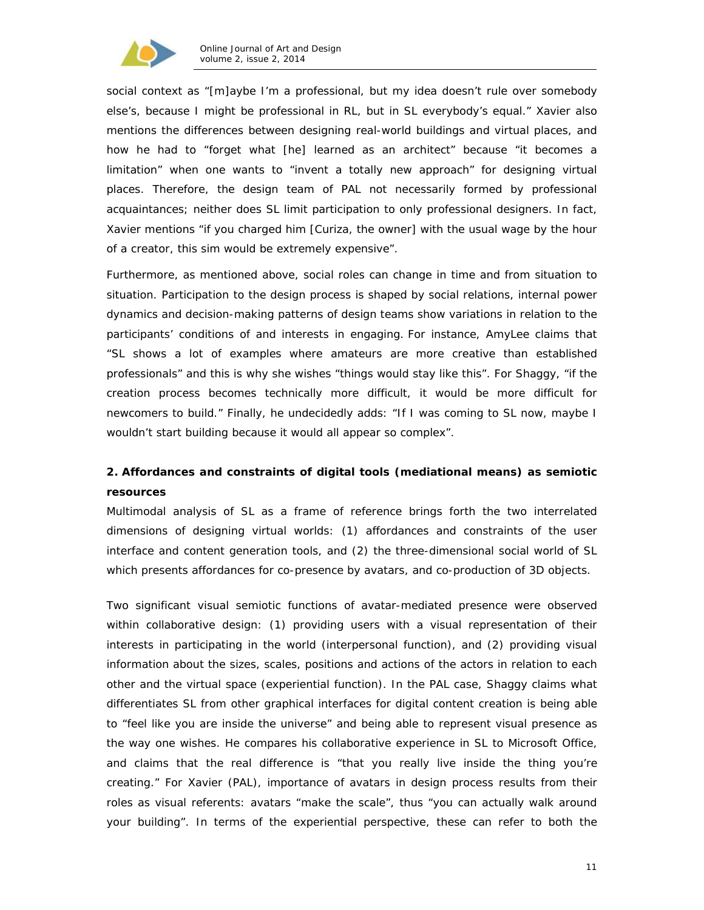social context as "[m]aybe I'm a professional, but my idea doesn't rule over somebody else's, because I might be professional in RL, but in SL everybody's equal." Xavier also mentions the differences between designing real-world buildings and virtual places, and how he had to "forget what [he] learned as an architect" because "it becomes a limitation" when one wants to "invent a totally new approach" for designing virtual places. Therefore, the design team of PAL not necessarily formed by professional acquaintances; neither does SL limit participation to only professional designers. In fact, Xavier mentions "if you charged him [Curiza, the owner] with the usual wage by the hour of a creator, this sim would be extremely expensive".

Furthermore, as mentioned above, social roles can change in time and from situation to situation. Participation to the design process is shaped by social relations, internal power dynamics and decision-making patterns of design teams show variations in relation to the participants' conditions of and interests in engaging. For instance, AmyLee claims that "SL shows a lot of examples where amateurs are more creative than established professionals" and this is why she wishes "things would stay like this". For Shaggy, "if the creation process becomes technically more difficult, it would be more difficult for newcomers to build." Finally, he undecidedly adds: "If I was coming to SL now, maybe I wouldn't start building because it would all appear so complex".

### 2. Affordances and constraints of digital tools (mediational means) as semiotic resources

Multimodal analysis of SL as a frame of reference brings forth the two interrelated dimensions of designing virtual worlds: (1) affordances and constraints of the user interface and content generation tools, and (2) the three-dimensional social world of SL which presents affordances for co-presence by avatars, and co-production of 3D objects.

Two significant visual semiotic functions of avatar-mediated presence were observed within collaborative design: (1) providing users with a visual representation of their interests in participating in the world (interpersonal function), and (2) providing visual information about the sizes, scales, positions and actions of the actors in relation to each other and the virtual space (experiential function). In the PAL case, Shaggy claims what differentiates SL from other graphical interfaces for digital content creation is being able to "feel like you are inside the universe" and being able to represent visual presence as the way one wishes. He compares his collaborative experience in SL to Microsoft Office, and claims that the real difference is "that you really live inside the thing you're creating." For Xavier (PAL), importance of avatars in design process results from their roles as visual referents: avatars "make the scale", thus "you can actually walk around your building". In terms of the experiential perspective, these can refer to both the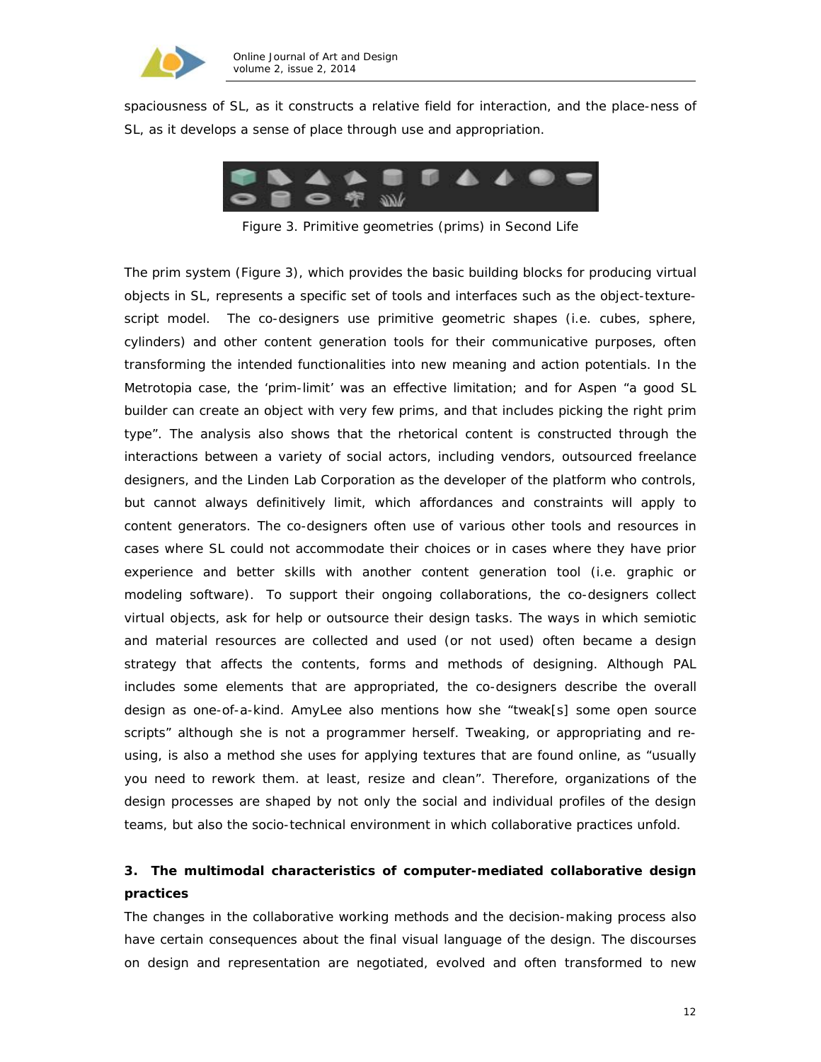spaciousness of SL, as it constructs a relative field for interaction, and the place-ness of SL, as it develops a sense of place through use and appropriation.

Figure 3. Primitive geometries (prims) in Second Life

The prim system (Figure 3), which provides the basic building blocks for producing virtual objects in SL, represents a specific set of tools and interfaces such as the object-texture-script model. The co-designers use primitive geometric shapes (i.e. cubes, sphere, cylinders) and other content generation tools for their communicative purposes, often transforming the intended functionalities into new meaning and action potentials. In the Metrotopia case, the 'prim-limit' was an effective limitation; and for Aspen "a good SL builder can create an object with very few prims, and that includes picking the right prim type". The analysis also shows that the rhetorical content is constructed through the interactions between a variety of social actors, including vendors, outsourced freelance designers, and the Linden Lab Corporation as the developer of the platform who controls, but cannot always definitively limit, which affordances and constraints will apply to content generators. The co-designers often use of various other tools and resources in cases where SL could not accommodate their choices or in cases where they have prior experience and better skills with another content generation tool (i.e. graphic or modeling software). To support their ongoing collaborations, the co-designers collect virtual objects, ask for help or outsource their design tasks. The ways in which semiotic and material resources are collected and used (or not used) often became a design strategy that affects the contents, forms and methods of designing. Although PAL includes some elements that are appropriated, the co-designers describe the overall design as one-of-a-kind. AmyLee also mentions how she "tweak[s] some open source scripts" although she is not a programmer herself. Tweaking, or appropriating and re-using, is also a method she uses for applying textures that are found online, as "usually you need to rework them. at least, resize and clean". Therefore, organizations of the design processes are shaped by not only the social and individual profiles of the design teams, but also the socio-technical environment in which collaborative practices unfold.

## 3. The multimodal characteristics of computer-mediated collaborative design practices

The changes in the collaborative working methods and the decision-making process also have certain consequences about the final visual language of the design. The discourses on design and representation are negotiated, evolved and often transformed to new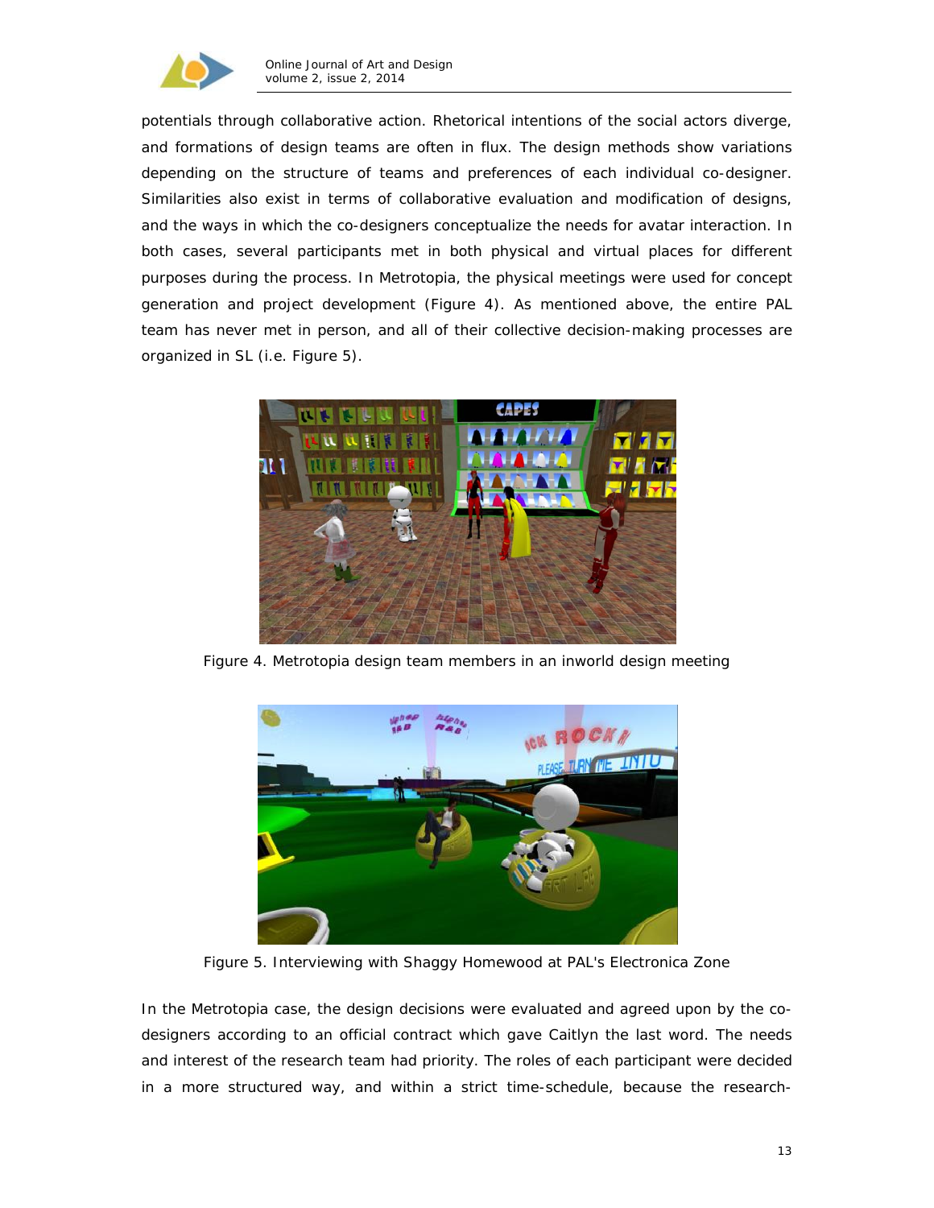potentials through collaborative action. Rhetorical intentions of the social actors diverge, and formations of design teams are often in flux. The design methods show variations depending on the structure of teams and preferences of each individual co-designer. Similarities also exist in terms of collaborative evaluation and modification of designs, and the ways in which the co-designers conceptualize the needs for avatar interaction. In both cases, several participants met in both physical and virtual places for different purposes during the process. In Metrotopia, the physical meetings were used for concept generation and project development (Figure 4). As mentioned above, the entire PAL team has never met in person, and all of their collective decision-making processes are organized in SL (i.e. Figure 5).

Figure 4. Metrotopia design team members in an inworld design meeting

Figure 5. Interviewing with Shaggy Homewood at PAL's Electronica Zone

In the Metrotopia case, the design decisions were evaluated and agreed upon by the co-designers according to an official contract which gave Caitlyn the last word. The needs and interest of the research team had priority. The roles of each participant were decided in a more structured way, and within a strict time-schedule, because the research-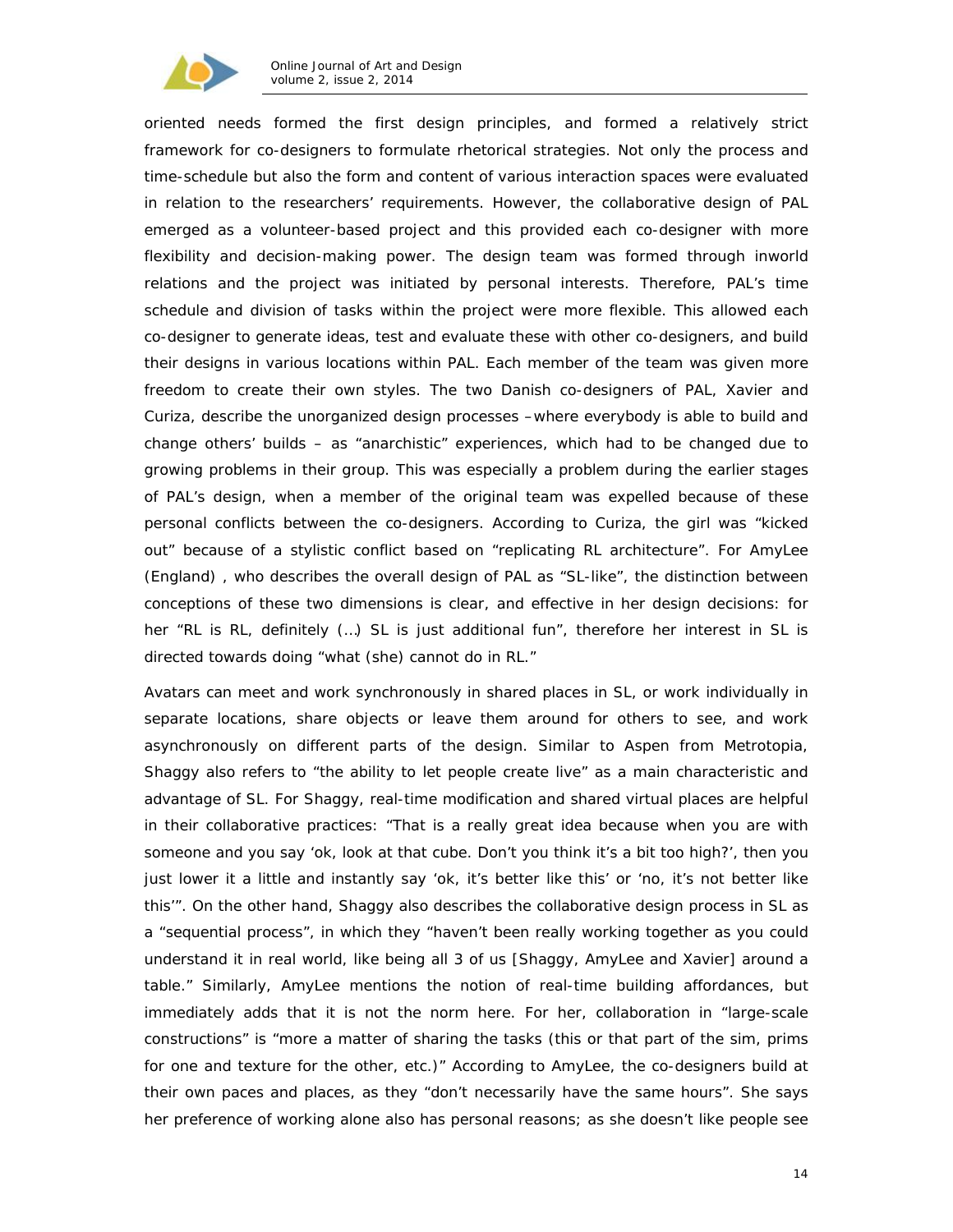oriented needs formed the first design principles, and formed a relatively strict framework for co-designers to formulate rhetorical strategies. Not only the process and time-schedule but also the form and content of various interaction spaces were evaluated in relation to the researchers' requirements. However, the collaborative design of PAL emerged as a volunteer-based project and this provided each co-designer with more flexibility and decision-making power. The design team was formed through inworld relations and the project was initiated by personal interests. Therefore, PAL's time schedule and division of tasks within the project were more flexible. This allowed each co-designer to generate ideas, test and evaluate these with other co-designers, and build their designs in various locations within PAL. Each member of the team was given more freedom to create their own styles. The two Danish co-designers of PAL, Xavier and Curiza, describe the unorganized design processes –where everybody is able to build and change others' builds – as "anarchistic" experiences, which had to be changed due to growing problems in their group. This was especially a problem during the earlier stages of PAL's design, when a member of the original team was expelled because of these personal conflicts between the co-designers. According to Curiza, the girl was "kicked out" because of a stylistic conflict based on "replicating RL architecture". For AmyLee (England) , who describes the overall design of PAL as "SL-like", the distinction between conceptions of these two dimensions is clear, and effective in her design decisions: for her "RL is RL, definitely (…) SL is just additional fun", therefore her interest in SL is directed towards doing "what (she) cannot do in RL."

Avatars can meet and work synchronously in shared places in SL, or work individually in separate locations, share objects or leave them around for others to see, and work asynchronously on different parts of the design. Similar to Aspen from Metrotopia, Shaggy also refers to "the ability to let people create live" as a main characteristic and advantage of SL. For Shaggy, real-time modification and shared virtual places are helpful in their collaborative practices: "That is a really great idea because when you are with someone and you say 'ok, look at that cube. Don't you think it's a bit too high?', then you just lower it a little and instantly say 'ok, it's better like this' or 'no, it's not better like this'". On the other hand, Shaggy also describes the collaborative design process in SL as a "sequential process", in which they "haven't been really working together as you could understand it in real world, like being all 3 of us [Shaggy, AmyLee and Xavier] around a table." Similarly, AmyLee mentions the notion of real-time building affordances, but immediately adds that it is not the norm here. For her, collaboration in "large-scale constructions" is "more a matter of sharing the tasks (this or that part of the sim, prims for one and texture for the other, etc.)" According to AmyLee, the co-designers build at their own paces and places, as they "don't necessarily have the same hours". She says her preference of working alone also has personal reasons; as she doesn't like people see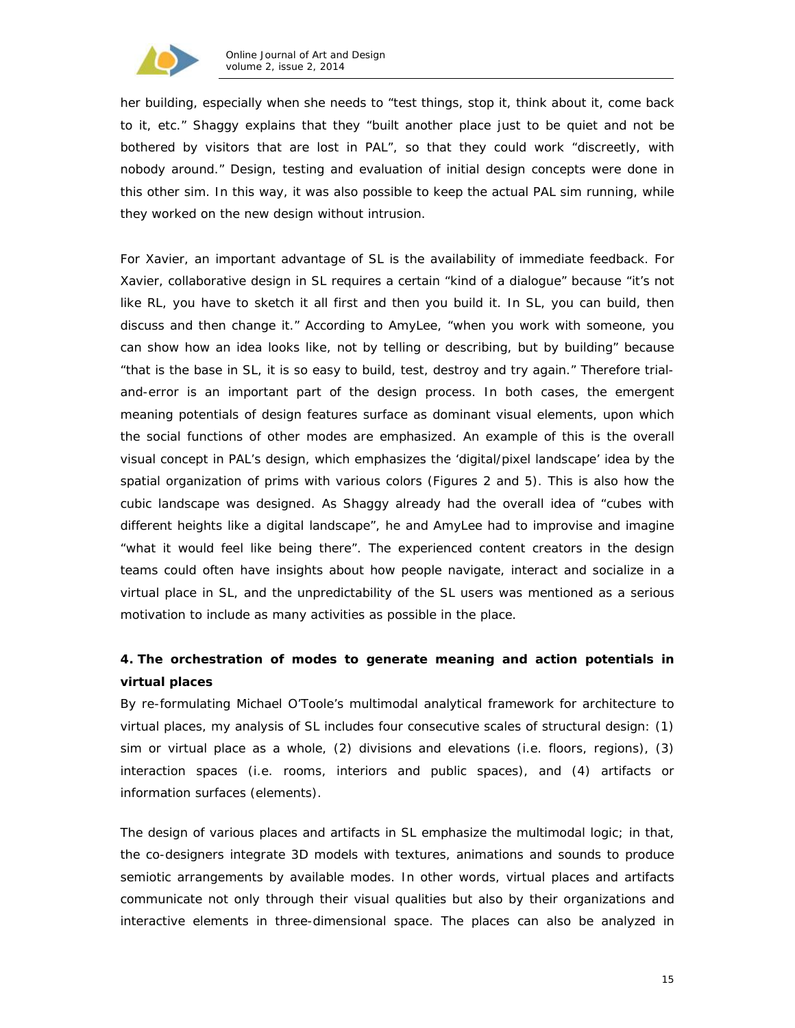her building, especially when she needs to "test things, stop it, think about it, come back to it, etc." Shaggy explains that they "built another place just to be quiet and not be bothered by visitors that are lost in PAL", so that they could work "discreetly, with nobody around." Design, testing and evaluation of initial design concepts were done in this other sim. In this way, it was also possible to keep the actual PAL sim running, while they worked on the new design without intrusion.

For Xavier, an important advantage of SL is the availability of immediate feedback. For Xavier, collaborative design in SL requires a certain "kind of a dialogue" because "it's not like RL, you have to sketch it all first and then you build it. In SL, you can build, then discuss and then change it." According to AmyLee, "when you work with someone, you can show how an idea looks like, not by telling or describing, but by building" because "that is the base in SL, it is so easy to build, test, destroy and try again." Therefore trial-and-error is an important part of the design process. In both cases, the emergent meaning potentials of design features surface as dominant visual elements, upon which the social functions of other modes are emphasized. An example of this is the overall visual concept in PAL's design, which emphasizes the 'digital/pixel landscape' idea by the spatial organization of prims with various colors (Figures 2 and 5). This is also how the cubic landscape was designed. As Shaggy already had the overall idea of "cubes with different heights like a digital landscape", he and AmyLee had to improvise and imagine "what it would feel like being there". The experienced content creators in the design teams could often have insights about how people navigate, interact and socialize in a virtual place in SL, and the unpredictability of the SL users was mentioned as a serious motivation to include as many activities as possible in the place.

## 4. The orchestration of modes to generate meaning and action potentials in virtual places

By re-formulating Michael O'Toole's multimodal analytical framework for architecture to virtual places, my analysis of SL includes four consecutive scales of structural design: (1) sim or virtual place as a whole, (2) divisions and elevations (i.e. floors, regions), (3) interaction spaces (i.e. rooms, interiors and public spaces), and (4) artifacts or information surfaces (elements).

The design of various places and artifacts in SL emphasize the multimodal logic; in that, the co-designers integrate 3D models with textures, animations and sounds to produce semiotic arrangements by available modes. In other words, virtual places and artifacts communicate not only through their visual qualities but also by their organizations and interactive elements in three-dimensional space. The places can also be analyzed in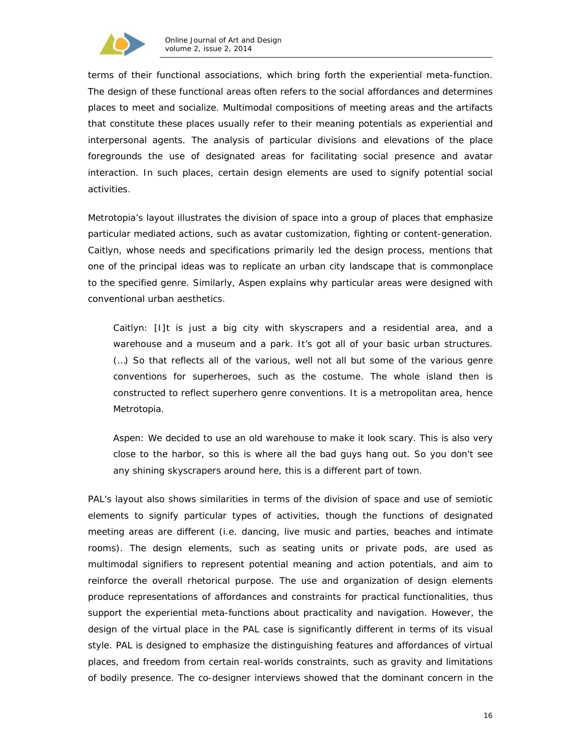terms of their functional associations, which bring forth the experiential meta-function. The design of these functional areas often refers to the social affordances and determines places to meet and socialize. Multimodal compositions of meeting areas and the artifacts that constitute these places usually refer to their meaning potentials as experiential and interpersonal agents. The analysis of particular divisions and elevations of the place foregrounds the use of designated areas for facilitating social presence and avatar interaction. In such places, certain design elements are used to signify potential social activities.

Metrotopia's layout illustrates the division of space into a group of places that emphasize particular mediated actions, such as avatar customization, fighting or content-generation. Caitlyn, whose needs and specifications primarily led the design process, mentions that one of the principal ideas was to replicate an urban city landscape that is commonplace to the specified genre. Similarly, Aspen explains why particular areas were designed with conventional urban aesthetics.

> Caitlyn: [I]t is just a big city with skyscrapers and a residential area, and a warehouse and a museum and a park. It's got all of your basic urban structures. (…) So that reflects all of the various, well not all but some of the various genre conventions for superheroes, such as the costume. The whole island then is constructed to reflect superhero genre conventions. It is a metropolitan area, hence Metrotopia.
>
> Aspen: We decided to use an old warehouse to make it look scary. This is also very close to the harbor, so this is where all the bad guys hang out. So you don't see any shining skyscrapers around here, this is a different part of town.

PAL's layout also shows similarities in terms of the division of space and use of semiotic elements to signify particular types of activities, though the functions of designated meeting areas are different (i.e. dancing, live music and parties, beaches and intimate rooms). The design elements, such as seating units or private pods, are used as multimodal signifiers to represent potential meaning and action potentials, and aim to reinforce the overall rhetorical purpose. The use and organization of design elements produce representations of affordances and constraints for practical functionalities, thus support the experiential meta-functions about practicality and navigation. However, the design of the virtual place in the PAL case is significantly different in terms of its visual style. PAL is designed to emphasize the distinguishing features and affordances of virtual places, and freedom from certain real-worlds constraints, such as gravity and limitations of bodily presence. The co-designer interviews showed that the dominant concern in the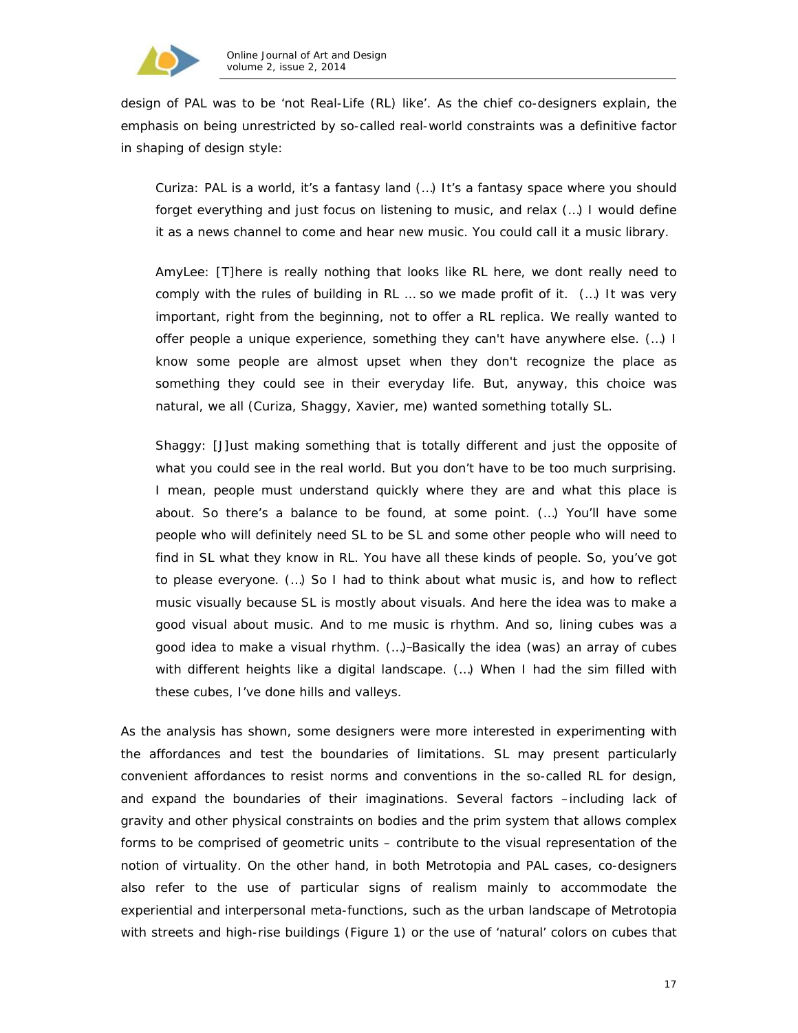design of PAL was to be 'not Real-Life (RL) like'. As the chief co-designers explain, the emphasis on being unrestricted by so-called real-world constraints was a definitive factor in shaping of design style:

> Curiza: PAL is a world, it's a fantasy land (…) It's a fantasy space where you should forget everything and just focus on listening to music, and relax (…) I would define it as a news channel to come and hear new music. You could call it a music library.
>
> AmyLee: [T]here is really nothing that looks like RL here, we dont really need to comply with the rules of building in RL … so we made profit of it. (…) It was very important, right from the beginning, not to offer a RL replica. We really wanted to offer people a unique experience, something they can't have anywhere else. (…) I know some people are almost upset when they don't recognize the place as something they could see in their everyday life. But, anyway, this choice was natural, we all (Curiza, Shaggy, Xavier, me) wanted something totally SL.
>
> Shaggy: [J]ust making something that is totally different and just the opposite of what you could see in the real world. But you don't have to be too much surprising. I mean, people must understand quickly where they are and what this place is about. So there's a balance to be found, at some point. (…) You'll have some people who will definitely need SL to be SL and some other people who will need to find in SL what they know in RL. You have all these kinds of people. So, you've got to please everyone. (…) So I had to think about what music is, and how to reflect music visually because SL is mostly about visuals. And here the idea was to make a good visual about music. And to me music is rhythm. And so, lining cubes was a good idea to make a visual rhythm. (…)–Basically the idea (was) an array of cubes with different heights like a digital landscape. (…) When I had the sim filled with these cubes, I've done hills and valleys.

As the analysis has shown, some designers were more interested in experimenting with the affordances and test the boundaries of limitations. SL may present particularly convenient affordances to resist norms and conventions in the so-called RL for design, and expand the boundaries of their imaginations. Several factors –including lack of gravity and other physical constraints on bodies and the prim system that allows complex forms to be comprised of geometric units – contribute to the visual representation of the notion of virtuality. On the other hand, in both Metrotopia and PAL cases, co-designers also refer to the use of particular signs of realism mainly to accommodate the experiential and interpersonal meta-functions, such as the urban landscape of Metrotopia with streets and high-rise buildings (Figure 1) or the use of 'natural' colors on cubes that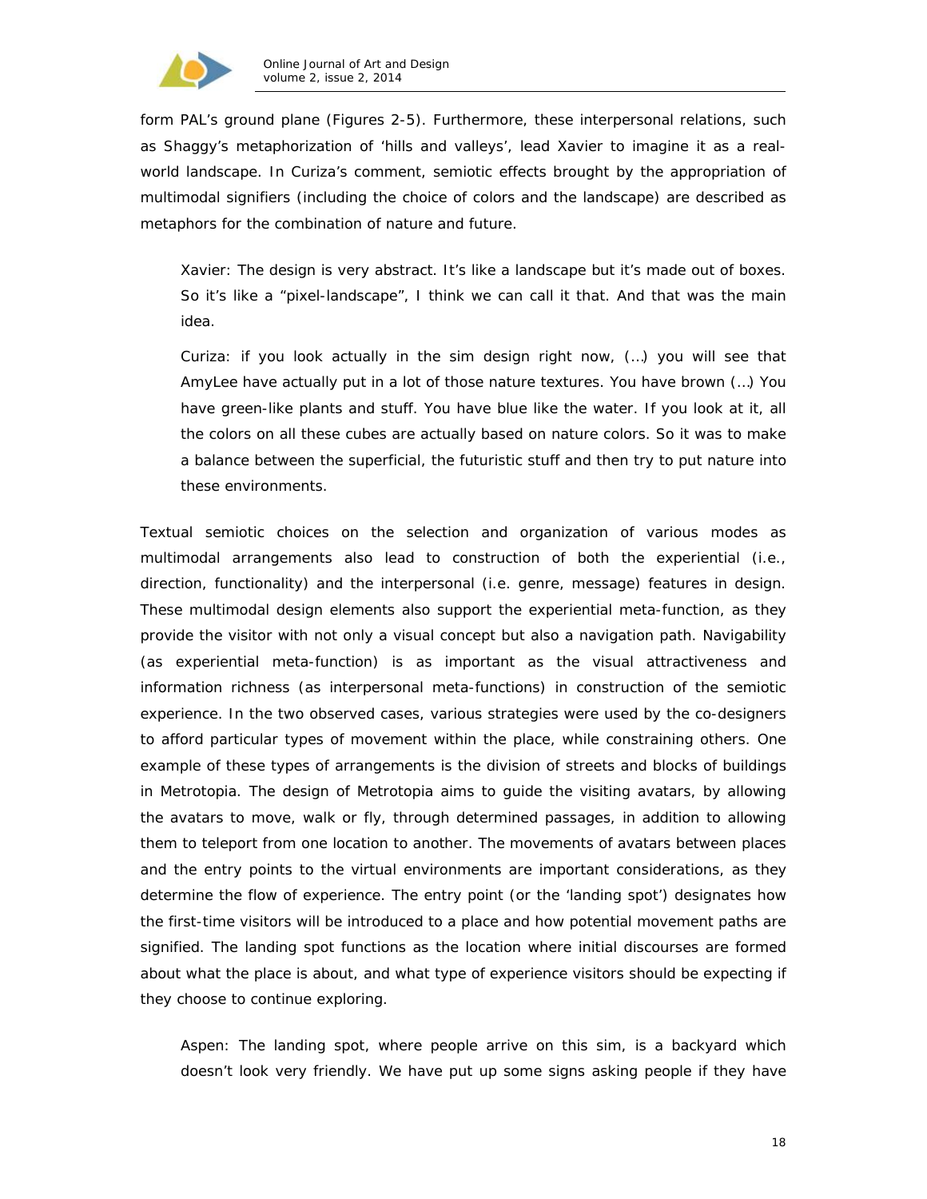form PAL's ground plane (Figures 2-5). Furthermore, these interpersonal relations, such as Shaggy's metaphorization of 'hills and valleys', lead Xavier to imagine it as a real-world landscape. In Curiza's comment, semiotic effects brought by the appropriation of multimodal signifiers (including the choice of colors and the landscape) are described as metaphors for the combination of nature and future.

> Xavier: The design is very abstract. It's like a landscape but it's made out of boxes. So it's like a "pixel-landscape", I think we can call it that. And that was the main idea.
>
> Curiza: if you look actually in the sim design right now, (…) you will see that AmyLee have actually put in a lot of those nature textures. You have brown (…) You have green-like plants and stuff. You have blue like the water. If you look at it, all the colors on all these cubes are actually based on nature colors. So it was to make a balance between the superficial, the futuristic stuff and then try to put nature into these environments.

Textual semiotic choices on the selection and organization of various modes as multimodal arrangements also lead to construction of both the experiential (i.e., direction, functionality) and the interpersonal (i.e. genre, message) features in design. These multimodal design elements also support the experiential meta-function, as they provide the visitor with not only a visual concept but also a navigation path. Navigability (as experiential meta-function) is as important as the visual attractiveness and information richness (as interpersonal meta-functions) in construction of the semiotic experience. In the two observed cases, various strategies were used by the co-designers to afford particular types of movement within the place, while constraining others. One example of these types of arrangements is the division of streets and blocks of buildings in Metrotopia. The design of Metrotopia aims to guide the visiting avatars, by allowing the avatars to move, walk or fly, through determined passages, in addition to allowing them to teleport from one location to another. The movements of avatars between places and the entry points to the virtual environments are important considerations, as they determine the flow of experience. The entry point (or the 'landing spot') designates how the first-time visitors will be introduced to a place and how potential movement paths are signified. The landing spot functions as the location where initial discourses are formed about what the place is about, and what type of experience visitors should be expecting if they choose to continue exploring.

> Aspen: The landing spot, where people arrive on this sim, is a backyard which doesn't look very friendly. We have put up some signs asking people if they have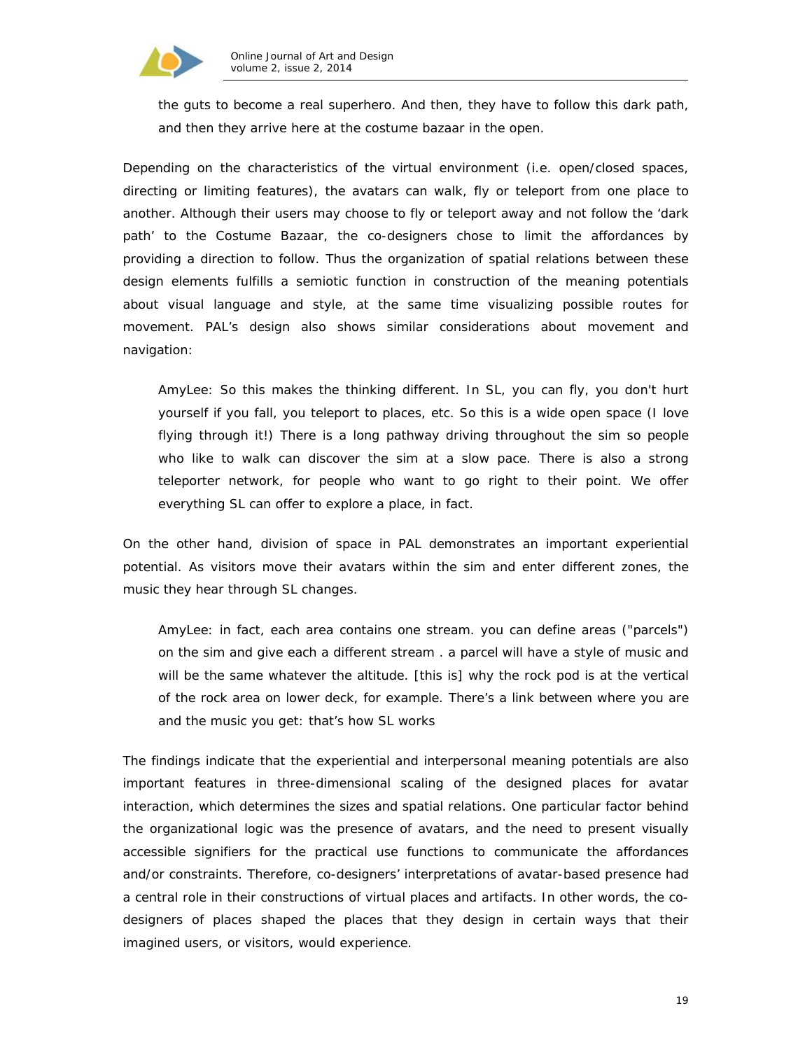> the guts to become a real superhero. And then, they have to follow this dark path, and then they arrive here at the costume bazaar in the open.

Depending on the characteristics of the virtual environment (i.e. open/closed spaces, directing or limiting features), the avatars can walk, fly or teleport from one place to another. Although their users may choose to fly or teleport away and not follow the 'dark path' to the Costume Bazaar, the co-designers chose to limit the affordances by providing a direction to follow. Thus the organization of spatial relations between these design elements fulfills a semiotic function in construction of the meaning potentials about visual language and style, at the same time visualizing possible routes for movement. PAL's design also shows similar considerations about movement and navigation:

> AmyLee: So this makes the thinking different. In SL, you can fly, you don't hurt yourself if you fall, you teleport to places, etc. So this is a wide open space (I love flying through it!) There is a long pathway driving throughout the sim so people who like to walk can discover the sim at a slow pace. There is also a strong teleporter network, for people who want to go right to their point. We offer everything SL can offer to explore a place, in fact.

On the other hand, division of space in PAL demonstrates an important experiential potential. As visitors move their avatars within the sim and enter different zones, the music they hear through SL changes.

> AmyLee: in fact, each area contains one stream. you can define areas ("parcels") on the sim and give each a different stream . a parcel will have a style of music and will be the same whatever the altitude. [this is] why the rock pod is at the vertical of the rock area on lower deck, for example. There's a link between where you are and the music you get: that's how SL works

The findings indicate that the experiential and interpersonal meaning potentials are also important features in three-dimensional scaling of the designed places for avatar interaction, which determines the sizes and spatial relations. One particular factor behind the organizational logic was the presence of avatars, and the need to present visually accessible signifiers for the practical use functions to communicate the affordances and/or constraints. Therefore, co-designers' interpretations of avatar-based presence had a central role in their constructions of virtual places and artifacts. In other words, the co-designers of places shaped the places that they design in certain ways that their imagined users, or visitors, would experience.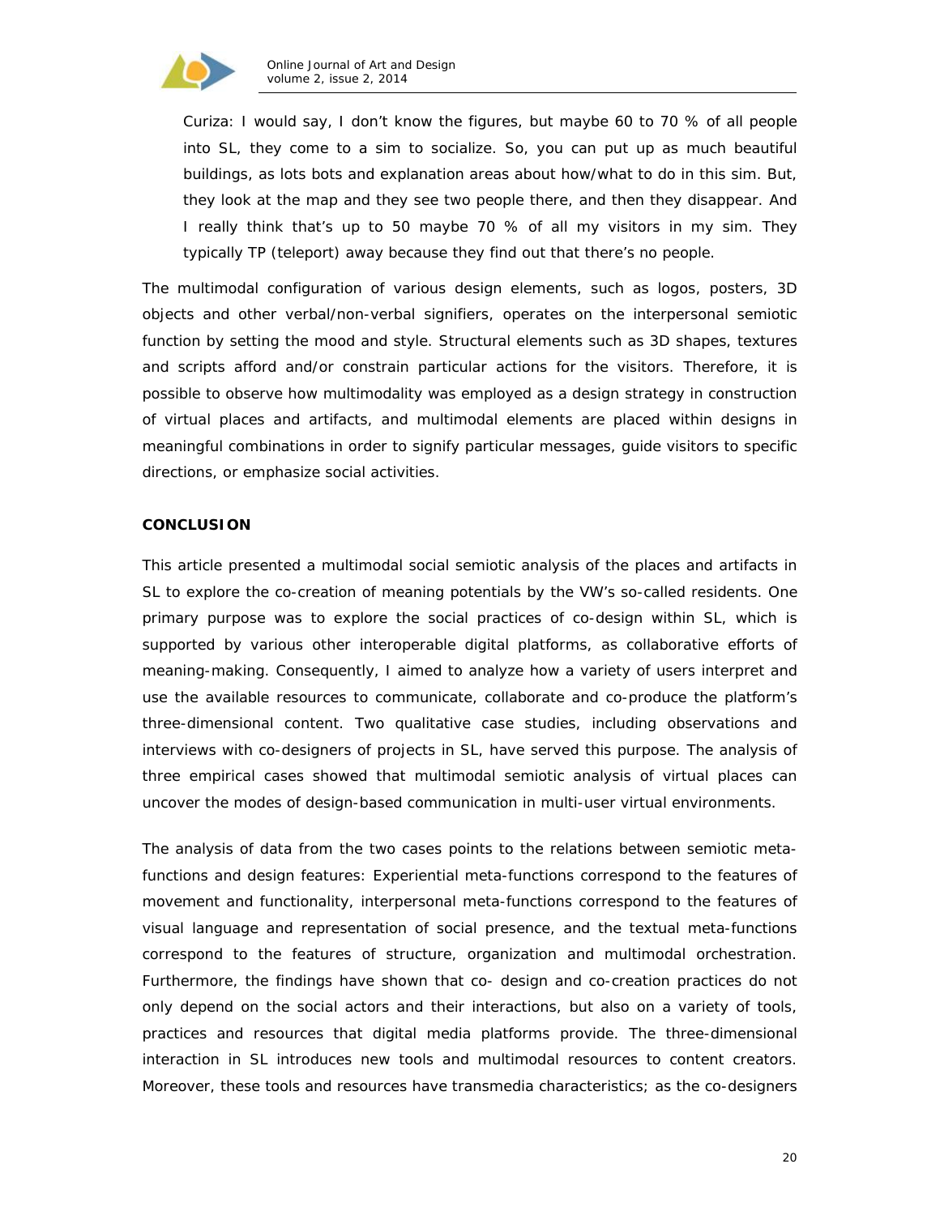Curiza: I would say, I don't know the figures, but maybe 60 to 70 % of all people into SL, they come to a sim to socialize. So, you can put up as much beautiful buildings, as lots bots and explanation areas about how/what to do in this sim. But, they look at the map and they see two people there, and then they disappear. And I really think that's up to 50 maybe 70 % of all my visitors in my sim. They typically TP (teleport) away because they find out that there's no people.

The multimodal configuration of various design elements, such as logos, posters, 3D objects and other verbal/non-verbal signifiers, operates on the interpersonal semiotic function by setting the mood and style. Structural elements such as 3D shapes, textures and scripts afford and/or constrain particular actions for the visitors. Therefore, it is possible to observe how multimodality was employed as a design strategy in construction of virtual places and artifacts, and multimodal elements are placed within designs in meaningful combinations in order to signify particular messages, guide visitors to specific directions, or emphasize social activities.

## CONCLUSION

This article presented a multimodal social semiotic analysis of the places and artifacts in SL to explore the co-creation of meaning potentials by the VW's so-called residents. One primary purpose was to explore the social practices of co-design within SL, which is supported by various other interoperable digital platforms, as collaborative efforts of meaning-making. Consequently, I aimed to analyze how a variety of users interpret and use the available resources to communicate, collaborate and co-produce the platform's three-dimensional content. Two qualitative case studies, including observations and interviews with co-designers of projects in SL, have served this purpose. The analysis of three empirical cases showed that multimodal semiotic analysis of virtual places can uncover the modes of design-based communication in multi-user virtual environments.

The analysis of data from the two cases points to the relations between semiotic meta-functions and design features: Experiential meta-functions correspond to the features of movement and functionality, interpersonal meta-functions correspond to the features of visual language and representation of social presence, and the textual meta-functions correspond to the features of structure, organization and multimodal orchestration. Furthermore, the findings have shown that co- design and co-creation practices do not only depend on the social actors and their interactions, but also on a variety of tools, practices and resources that digital media platforms provide. The three-dimensional interaction in SL introduces new tools and multimodal resources to content creators. Moreover, these tools and resources have transmedia characteristics; as the co-designers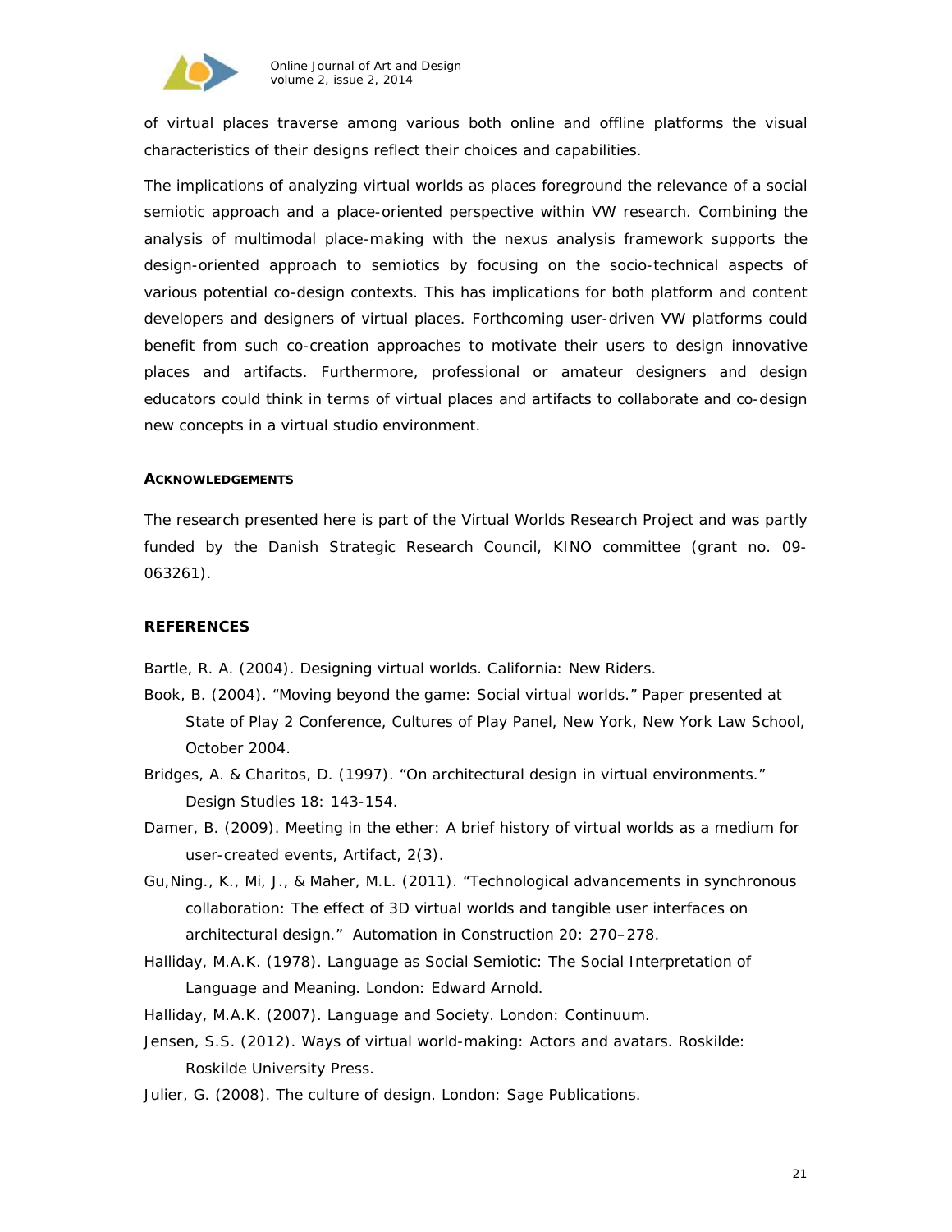of virtual places traverse among various both online and offline platforms the visual characteristics of their designs reflect their choices and capabilities.

The implications of analyzing virtual worlds as places foreground the relevance of a social semiotic approach and a place-oriented perspective within VW research. Combining the analysis of multimodal place-making with the nexus analysis framework supports the design-oriented approach to semiotics by focusing on the socio-technical aspects of various potential co-design contexts. This has implications for both platform and content developers and designers of virtual places. Forthcoming user-driven VW platforms could benefit from such co-creation approaches to motivate their users to design innovative places and artifacts. Furthermore, professional or amateur designers and design educators could think in terms of virtual places and artifacts to collaborate and co-design new concepts in a virtual studio environment.

#### ACKNOWLEDGEMENTS

The research presented here is part of the Virtual Worlds Research Project and was partly funded by the Danish Strategic Research Council, KINO committee (grant no. 09-063261).

## REFERENCES

Bartle, R. A. (2004). Designing virtual worlds. California: New Riders.

Book, B. (2004). "Moving beyond the game: Social virtual worlds." Paper presented at State of Play 2 Conference, Cultures of Play Panel, New York, New York Law School, October 2004.

Bridges, A. & Charitos, D. (1997). "On architectural design in virtual environments." Design Studies 18: 143-154.

Damer, B. (2009). Meeting in the ether: A brief history of virtual worlds as a medium for user-created events, Artifact, 2(3).

Gu,Ning., K., Mi, J., & Maher, M.L. (2011). "Technological advancements in synchronous collaboration: The effect of 3D virtual worlds and tangible user interfaces on architectural design." Automation in Construction 20: 270–278.

Halliday, M.A.K. (1978). Language as Social Semiotic: The Social Interpretation of Language and Meaning. London: Edward Arnold.

Halliday, M.A.K. (2007). Language and Society. London: Continuum.

Jensen, S.S. (2012). Ways of virtual world-making: Actors and avatars. Roskilde: Roskilde University Press.

Julier, G. (2008). The culture of design. London: Sage Publications.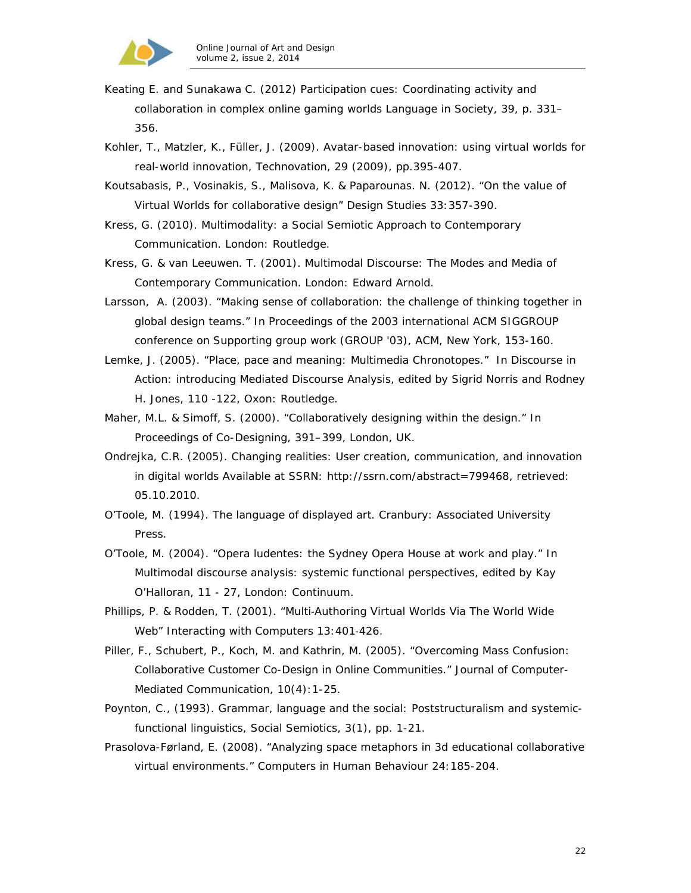Keating E. and Sunakawa C. (2012) Participation cues: Coordinating activity and collaboration in complex online gaming worlds Language in Society, 39, p. 331–356.

Kohler, T., Matzler, K., Füller, J. (2009). Avatar-based innovation: using virtual worlds for real-world innovation, Technovation, 29 (2009), pp.395-407.

Koutsabasis, P., Vosinakis, S., Malisova, K. & Paparounas. N. (2012). "On the value of Virtual Worlds for collaborative design" Design Studies 33:357-390.

Kress, G. (2010). Multimodality: a Social Semiotic Approach to Contemporary Communication. London: Routledge.

Kress, G. & van Leeuwen. T. (2001). Multimodal Discourse: The Modes and Media of Contemporary Communication. London: Edward Arnold.

Larsson, A. (2003). "Making sense of collaboration: the challenge of thinking together in global design teams." In Proceedings of the 2003 international ACM SIGGROUP conference on Supporting group work (GROUP '03), ACM, New York, 153-160.

Lemke, J. (2005). "Place, pace and meaning: Multimedia Chronotopes." In Discourse in Action: introducing Mediated Discourse Analysis, edited by Sigrid Norris and Rodney H. Jones, 110 -122, Oxon: Routledge.

Maher, M.L. & Simoff, S. (2000). "Collaboratively designing within the design." In Proceedings of Co-Designing, 391–399, London, UK.

Ondrejka, C.R. (2005). Changing realities: User creation, communication, and innovation in digital worlds Available at SSRN: http://ssrn.com/abstract=799468, retrieved: 05.10.2010.

O'Toole, M. (1994). The language of displayed art. Cranbury: Associated University Press.

O'Toole, M. (2004). "Opera ludentes: the Sydney Opera House at work and play." In Multimodal discourse analysis: systemic functional perspectives, edited by Kay O'Halloran, 11 - 27, London: Continuum.

Phillips, P. & Rodden, T. (2001). "Multi-Authoring Virtual Worlds Via The World Wide Web" Interacting with Computers 13:401-426.

Piller, F., Schubert, P., Koch, M. and Kathrin, M. (2005). "Overcoming Mass Confusion: Collaborative Customer Co-Design in Online Communities." Journal of Computer-Mediated Communication, 10(4):1-25.

Poynton, C., (1993). Grammar, language and the social: Poststructuralism and systemic-functional linguistics, Social Semiotics, 3(1), pp. 1-21.

Prasolova-Førland, E. (2008). "Analyzing space metaphors in 3d educational collaborative virtual environments." Computers in Human Behaviour 24:185-204.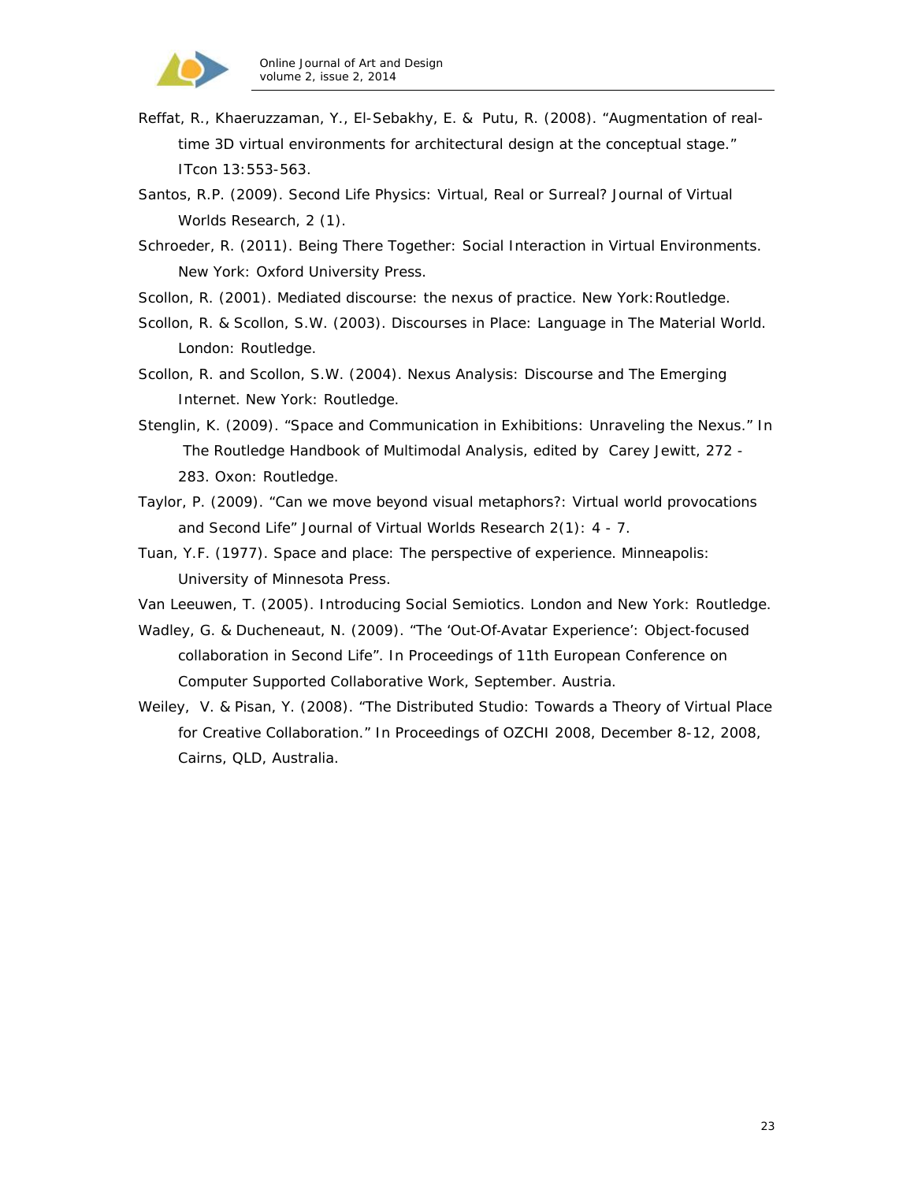Reffat, R., Khaeruzzaman, Y., El-Sebakhy, E. & Putu, R. (2008). "Augmentation of real-time 3D virtual environments for architectural design at the conceptual stage." ITcon 13:553-563.

Santos, R.P. (2009). Second Life Physics: Virtual, Real or Surreal? Journal of Virtual Worlds Research, 2 (1).

Schroeder, R. (2011). Being There Together: Social Interaction in Virtual Environments. New York: Oxford University Press.

Scollon, R. (2001). Mediated discourse: the nexus of practice. New York:Routledge.

Scollon, R. & Scollon, S.W. (2003). Discourses in Place: Language in The Material World. London: Routledge.

Scollon, R. and Scollon, S.W. (2004). Nexus Analysis: Discourse and The Emerging Internet. New York: Routledge.

Stenglin, K. (2009). "Space and Communication in Exhibitions: Unraveling the Nexus." In The Routledge Handbook of Multimodal Analysis, edited by Carey Jewitt, 272 - 283. Oxon: Routledge.

Taylor, P. (2009). "Can we move beyond visual metaphors?: Virtual world provocations and Second Life" Journal of Virtual Worlds Research 2(1): 4 - 7.

Tuan, Y.F. (1977). Space and place: The perspective of experience. Minneapolis: University of Minnesota Press.

Van Leeuwen, T. (2005). Introducing Social Semiotics. London and New York: Routledge.

Wadley, G. & Ducheneaut, N. (2009). "The 'Out-Of-Avatar Experience': Object-focused collaboration in Second Life". In Proceedings of 11th European Conference on Computer Supported Collaborative Work, September. Austria.

Weiley, V. & Pisan, Y. (2008). "The Distributed Studio: Towards a Theory of Virtual Place for Creative Collaboration." In Proceedings of OZCHI 2008, December 8-12, 2008, Cairns, QLD, Australia.